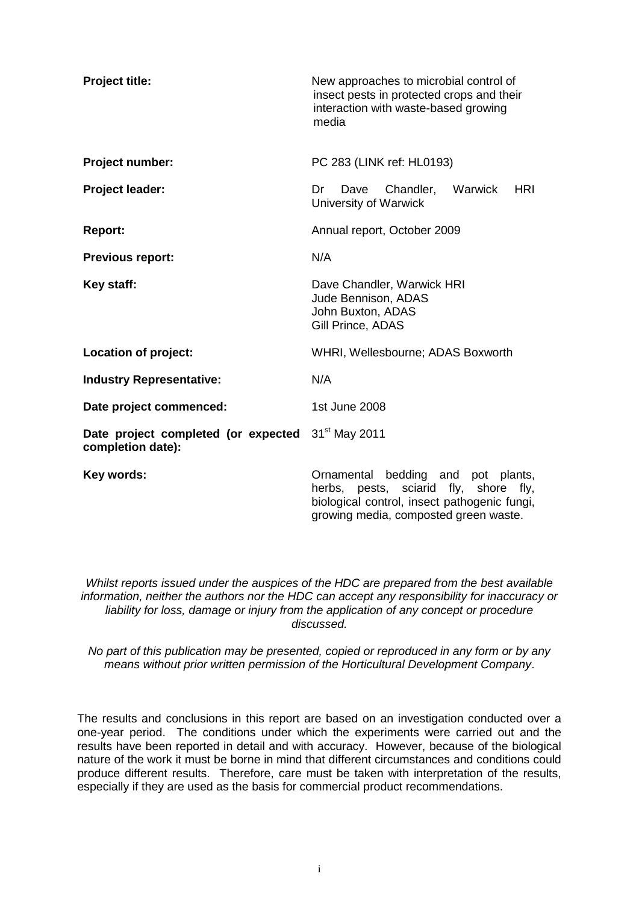| | |
|---|---|
| **Project title:** | New approaches to microbial control of insect pests in protected crops and their interaction with waste-based growing media |
| **Project number:** | PC 283 (LINK ref: HL0193) |
| **Project leader:** | Dr Dave Chandler, Warwick HRI University of Warwick |
| **Report:** | Annual report, October 2009 |
| **Previous report:** | N/A |
| **Key staff:** | Dave Chandler, Warwick HRI<br>Jude Bennison, ADAS<br>John Buxton, ADAS<br>Gill Prince, ADAS |
| **Location of project:** | WHRI, Wellesbourne; ADAS Boxworth |
| **Industry Representative:** | N/A |
| **Date project commenced:** | 1st June 2008 |
| **Date project completed (or expected completion date):** | 31st May 2011 |
| **Key words:** | Ornamental bedding and pot plants, herbs, pests, sciarid fly, shore fly, biological control, insect pathogenic fungi, growing media, composted green waste. |

*Whilst reports issued under the auspices of the HDC are prepared from the best available information, neither the authors nor the HDC can accept any responsibility for inaccuracy or liability for loss, damage or injury from the application of any concept or procedure discussed.*

*No part of this publication may be presented, copied or reproduced in any form or by any means without prior written permission of the Horticultural Development Company.*

The results and conclusions in this report are based on an investigation conducted over a one-year period. The conditions under which the experiments were carried out and the results have been reported in detail and with accuracy. However, because of the biological nature of the work it must be borne in mind that different circumstances and conditions could produce different results. Therefore, care must be taken with interpretation of the results, especially if they are used as the basis for commercial product recommendations.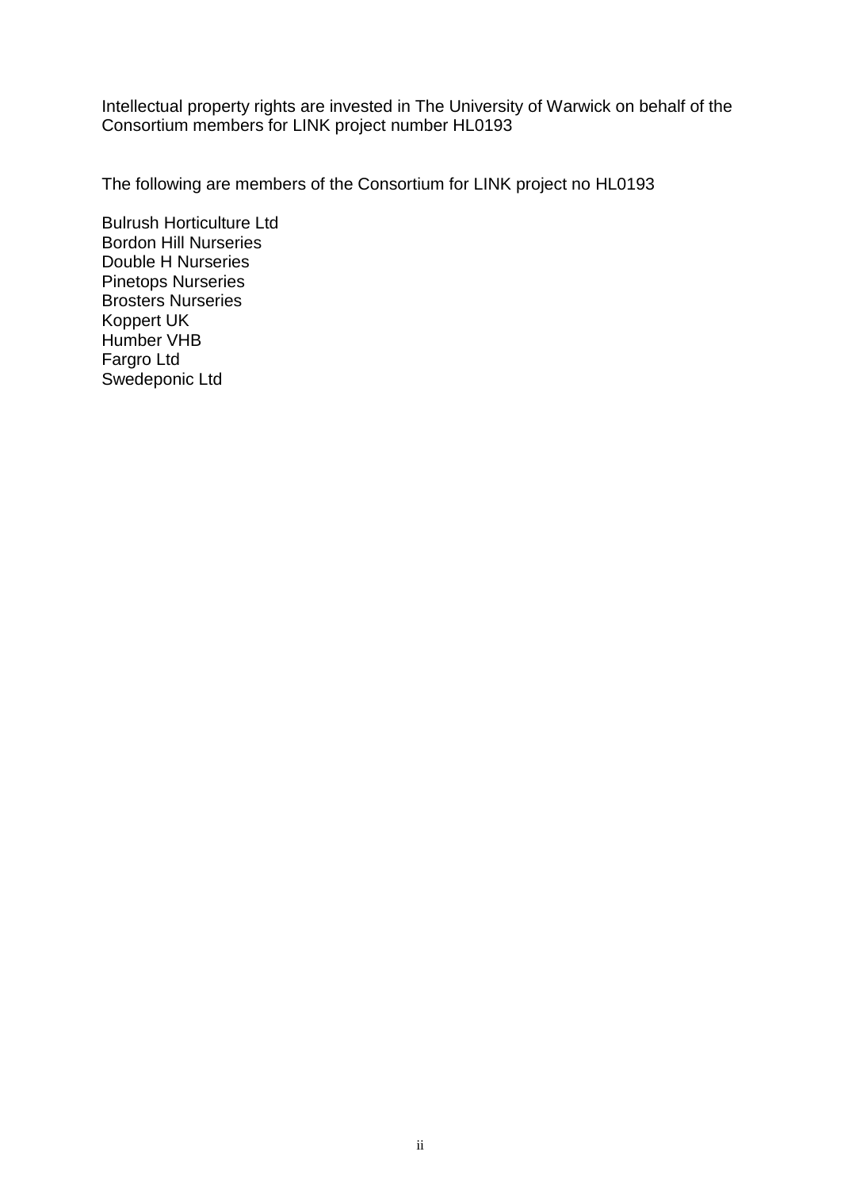Intellectual property rights are invested in The University of Warwick on behalf of the Consortium members for LINK project number HL0193

The following are members of the Consortium for LINK project no HL0193

Bulrush Horticulture Ltd
Bordon Hill Nurseries
Double H Nurseries
Pinetops Nurseries
Brosters Nurseries
Koppert UK
Humber VHB
Fargro Ltd
Swedeponic Ltd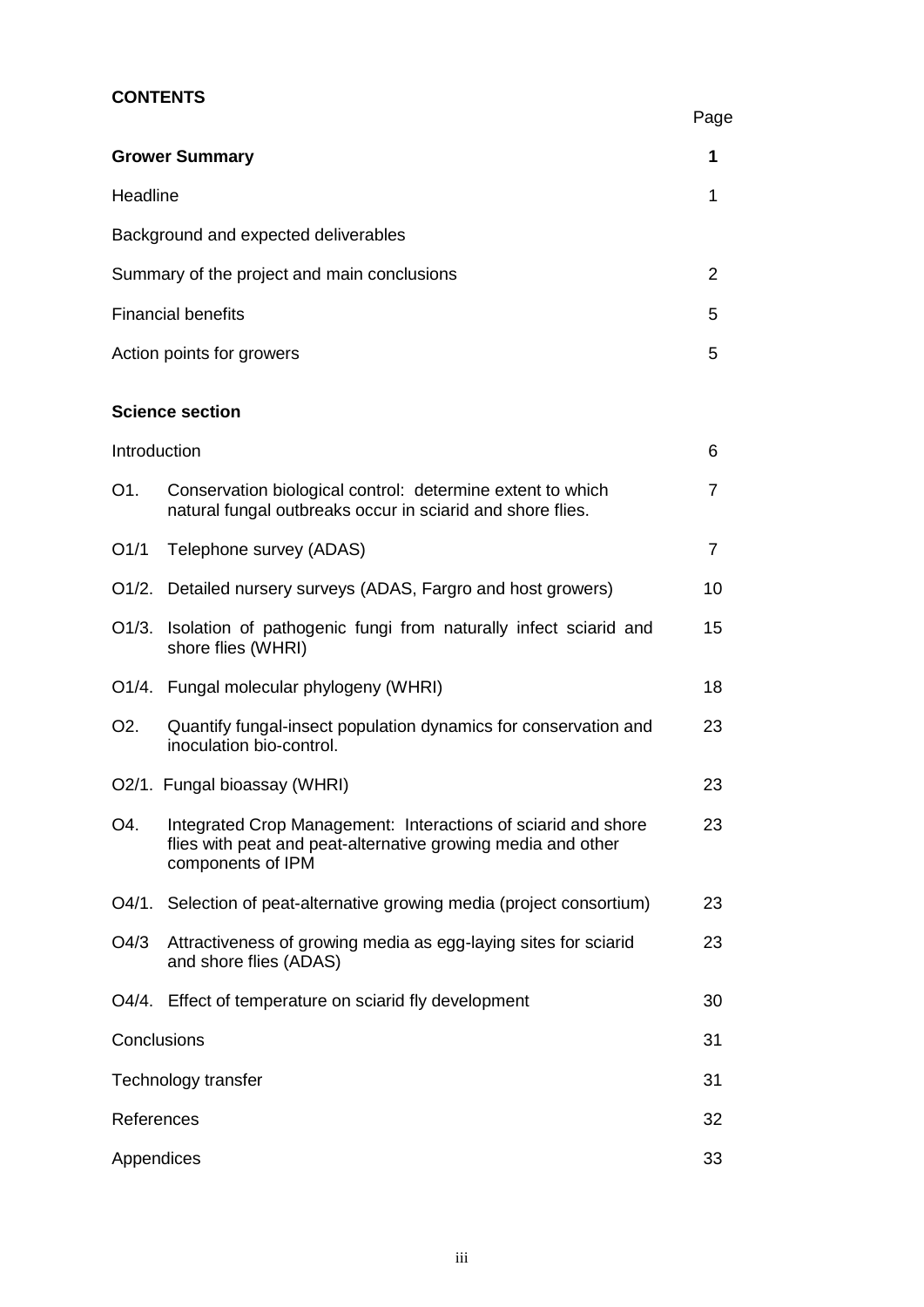**CONTENTS**

| | | Page |
|---|---|---|
| **Grower Summary** | | **1** |
| Headline | | 1 |
| Background and expected deliverables | | |
| Summary of the project and main conclusions | | 2 |
| Financial benefits | | 5 |
| Action points for growers | | 5 |
| **Science section** | | |
| Introduction | | 6 |
| O1. | Conservation biological control: determine extent to which natural fungal outbreaks occur in sciarid and shore flies. | 7 |
| O1/1 | Telephone survey (ADAS) | 7 |
| O1/2. | Detailed nursery surveys (ADAS, Fargro and host growers) | 10 |
| O1/3. | Isolation of pathogenic fungi from naturally infect sciarid and shore flies (WHRI) | 15 |
| O1/4. | Fungal molecular phylogeny (WHRI) | 18 |
| O2. | Quantify fungal-insect population dynamics for conservation and inoculation bio-control. | 23 |
| O2/1. | Fungal bioassay (WHRI) | 23 |
| O4. | Integrated Crop Management: Interactions of sciarid and shore flies with peat and peat-alternative growing media and other components of IPM | 23 |
| O4/1. | Selection of peat-alternative growing media (project consortium) | 23 |
| O4/3 | Attractiveness of growing media as egg-laying sites for sciarid and shore flies (ADAS) | 23 |
| O4/4. | Effect of temperature on sciarid fly development | 30 |
| Conclusions | | 31 |
| Technology transfer | | 31 |
| References | | 32 |
| Appendices | | 33 |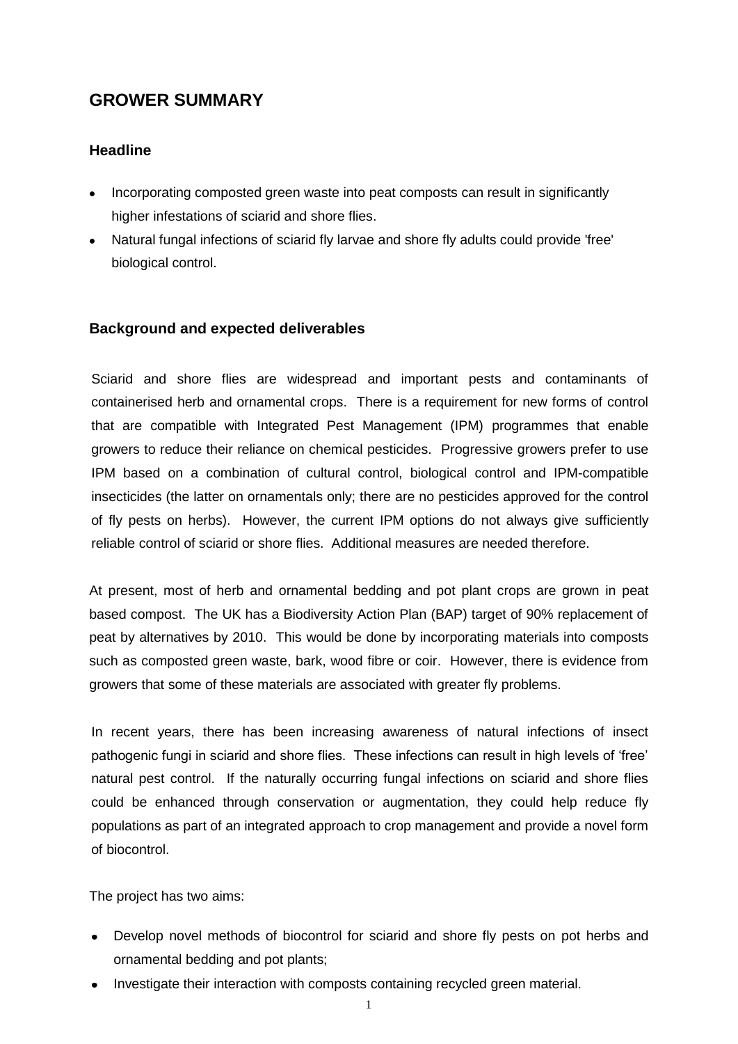# GROWER SUMMARY

## Headline

- Incorporating composted green waste into peat composts can result in significantly higher infestations of sciarid and shore flies.
- Natural fungal infections of sciarid fly larvae and shore fly adults could provide 'free' biological control.

## Background and expected deliverables

Sciarid and shore flies are widespread and important pests and contaminants of containerised herb and ornamental crops. There is a requirement for new forms of control that are compatible with Integrated Pest Management (IPM) programmes that enable growers to reduce their reliance on chemical pesticides. Progressive growers prefer to use IPM based on a combination of cultural control, biological control and IPM-compatible insecticides (the latter on ornamentals only; there are no pesticides approved for the control of fly pests on herbs). However, the current IPM options do not always give sufficiently reliable control of sciarid or shore flies. Additional measures are needed therefore.

At present, most of herb and ornamental bedding and pot plant crops are grown in peat based compost. The UK has a Biodiversity Action Plan (BAP) target of 90% replacement of peat by alternatives by 2010. This would be done by incorporating materials into composts such as composted green waste, bark, wood fibre or coir. However, there is evidence from growers that some of these materials are associated with greater fly problems.

In recent years, there has been increasing awareness of natural infections of insect pathogenic fungi in sciarid and shore flies. These infections can result in high levels of 'free' natural pest control. If the naturally occurring fungal infections on sciarid and shore flies could be enhanced through conservation or augmentation, they could help reduce fly populations as part of an integrated approach to crop management and provide a novel form of biocontrol.

The project has two aims:

- Develop novel methods of biocontrol for sciarid and shore fly pests on pot herbs and ornamental bedding and pot plants;
- Investigate their interaction with composts containing recycled green material.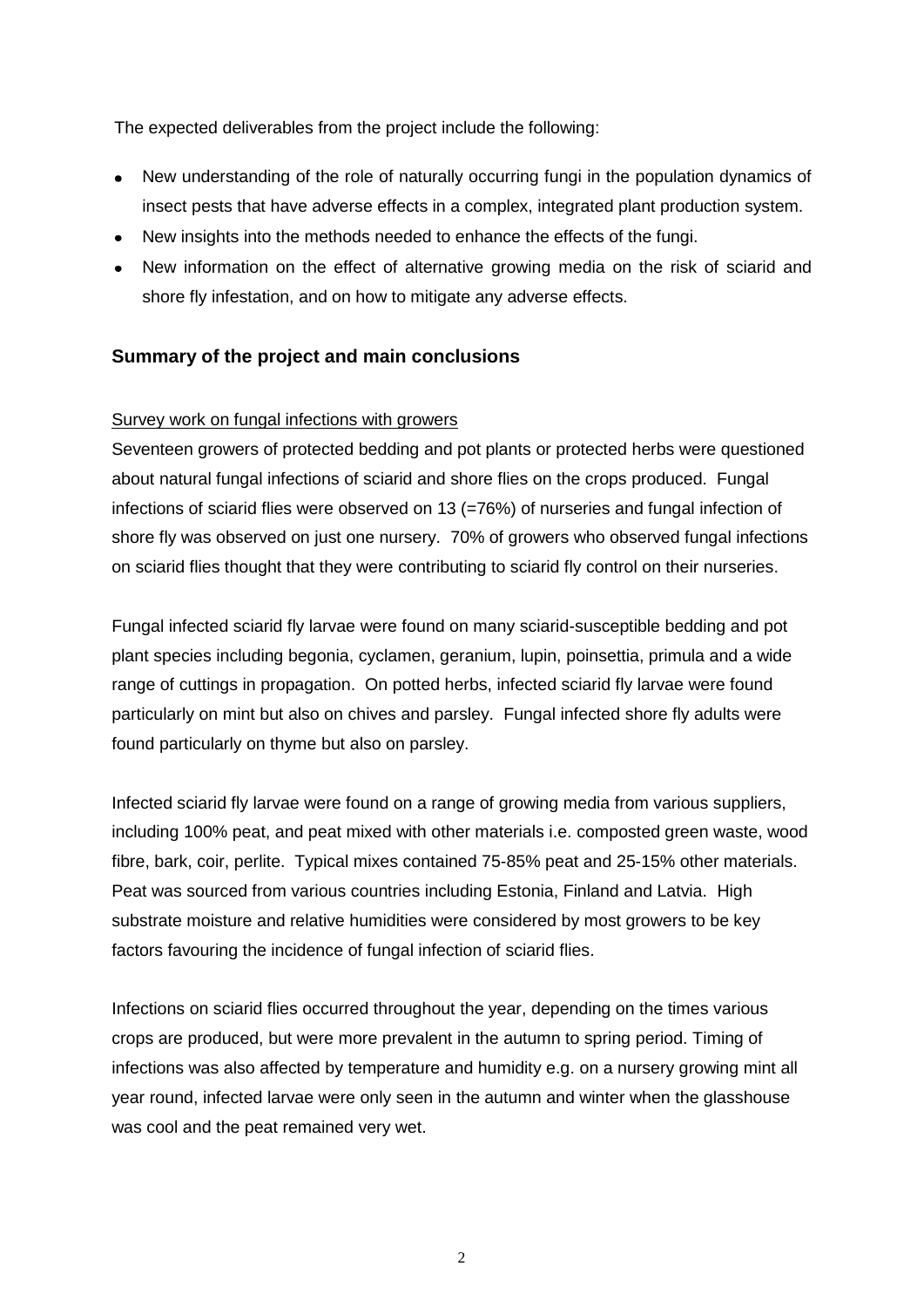The expected deliverables from the project include the following:

- New understanding of the role of naturally occurring fungi in the population dynamics of insect pests that have adverse effects in a complex, integrated plant production system.
- New insights into the methods needed to enhance the effects of the fungi.
- New information on the effect of alternative growing media on the risk of sciarid and shore fly infestation, and on how to mitigate any adverse effects.

## Summary of the project and main conclusions

Survey work on fungal infections with growers

Seventeen growers of protected bedding and pot plants or protected herbs were questioned about natural fungal infections of sciarid and shore flies on the crops produced. Fungal infections of sciarid flies were observed on 13 (=76%) of nurseries and fungal infection of shore fly was observed on just one nursery. 70% of growers who observed fungal infections on sciarid flies thought that they were contributing to sciarid fly control on their nurseries.

Fungal infected sciarid fly larvae were found on many sciarid-susceptible bedding and pot plant species including begonia, cyclamen, geranium, lupin, poinsettia, primula and a wide range of cuttings in propagation. On potted herbs, infected sciarid fly larvae were found particularly on mint but also on chives and parsley. Fungal infected shore fly adults were found particularly on thyme but also on parsley.

Infected sciarid fly larvae were found on a range of growing media from various suppliers, including 100% peat, and peat mixed with other materials i.e. composted green waste, wood fibre, bark, coir, perlite. Typical mixes contained 75-85% peat and 25-15% other materials. Peat was sourced from various countries including Estonia, Finland and Latvia. High substrate moisture and relative humidities were considered by most growers to be key factors favouring the incidence of fungal infection of sciarid flies.

Infections on sciarid flies occurred throughout the year, depending on the times various crops are produced, but were more prevalent in the autumn to spring period. Timing of infections was also affected by temperature and humidity e.g. on a nursery growing mint all year round, infected larvae were only seen in the autumn and winter when the glasshouse was cool and the peat remained very wet.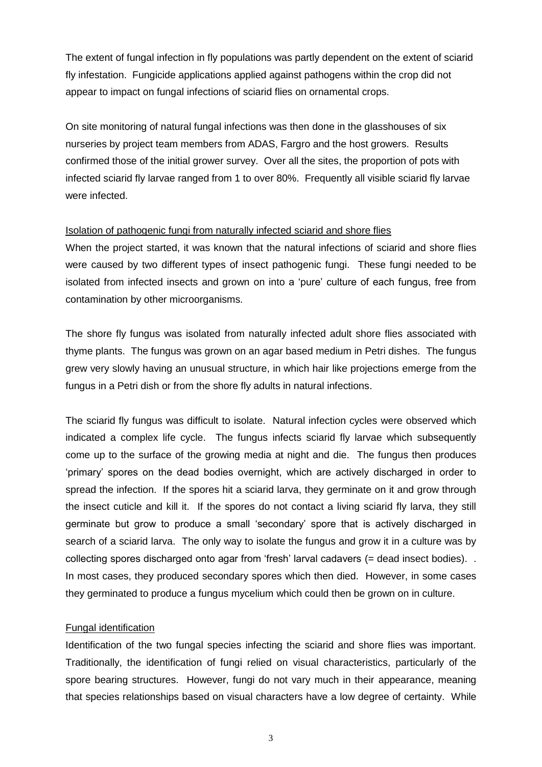The extent of fungal infection in fly populations was partly dependent on the extent of sciarid fly infestation. Fungicide applications applied against pathogens within the crop did not appear to impact on fungal infections of sciarid flies on ornamental crops.

On site monitoring of natural fungal infections was then done in the glasshouses of six nurseries by project team members from ADAS, Fargro and the host growers. Results confirmed those of the initial grower survey. Over all the sites, the proportion of pots with infected sciarid fly larvae ranged from 1 to over 80%. Frequently all visible sciarid fly larvae were infected.

Isolation of pathogenic fungi from naturally infected sciarid and shore flies

When the project started, it was known that the natural infections of sciarid and shore flies were caused by two different types of insect pathogenic fungi. These fungi needed to be isolated from infected insects and grown on into a 'pure' culture of each fungus, free from contamination by other microorganisms.

The shore fly fungus was isolated from naturally infected adult shore flies associated with thyme plants. The fungus was grown on an agar based medium in Petri dishes. The fungus grew very slowly having an unusual structure, in which hair like projections emerge from the fungus in a Petri dish or from the shore fly adults in natural infections.

The sciarid fly fungus was difficult to isolate. Natural infection cycles were observed which indicated a complex life cycle. The fungus infects sciarid fly larvae which subsequently come up to the surface of the growing media at night and die. The fungus then produces 'primary' spores on the dead bodies overnight, which are actively discharged in order to spread the infection. If the spores hit a sciarid larva, they germinate on it and grow through the insect cuticle and kill it. If the spores do not contact a living sciarid fly larva, they still germinate but grow to produce a small 'secondary' spore that is actively discharged in search of a sciarid larva. The only way to isolate the fungus and grow it in a culture was by collecting spores discharged onto agar from 'fresh' larval cadavers (= dead insect bodies). . In most cases, they produced secondary spores which then died. However, in some cases they germinated to produce a fungus mycelium which could then be grown on in culture.

Fungal identification

Identification of the two fungal species infecting the sciarid and shore flies was important. Traditionally, the identification of fungi relied on visual characteristics, particularly of the spore bearing structures. However, fungi do not vary much in their appearance, meaning that species relationships based on visual characters have a low degree of certainty. While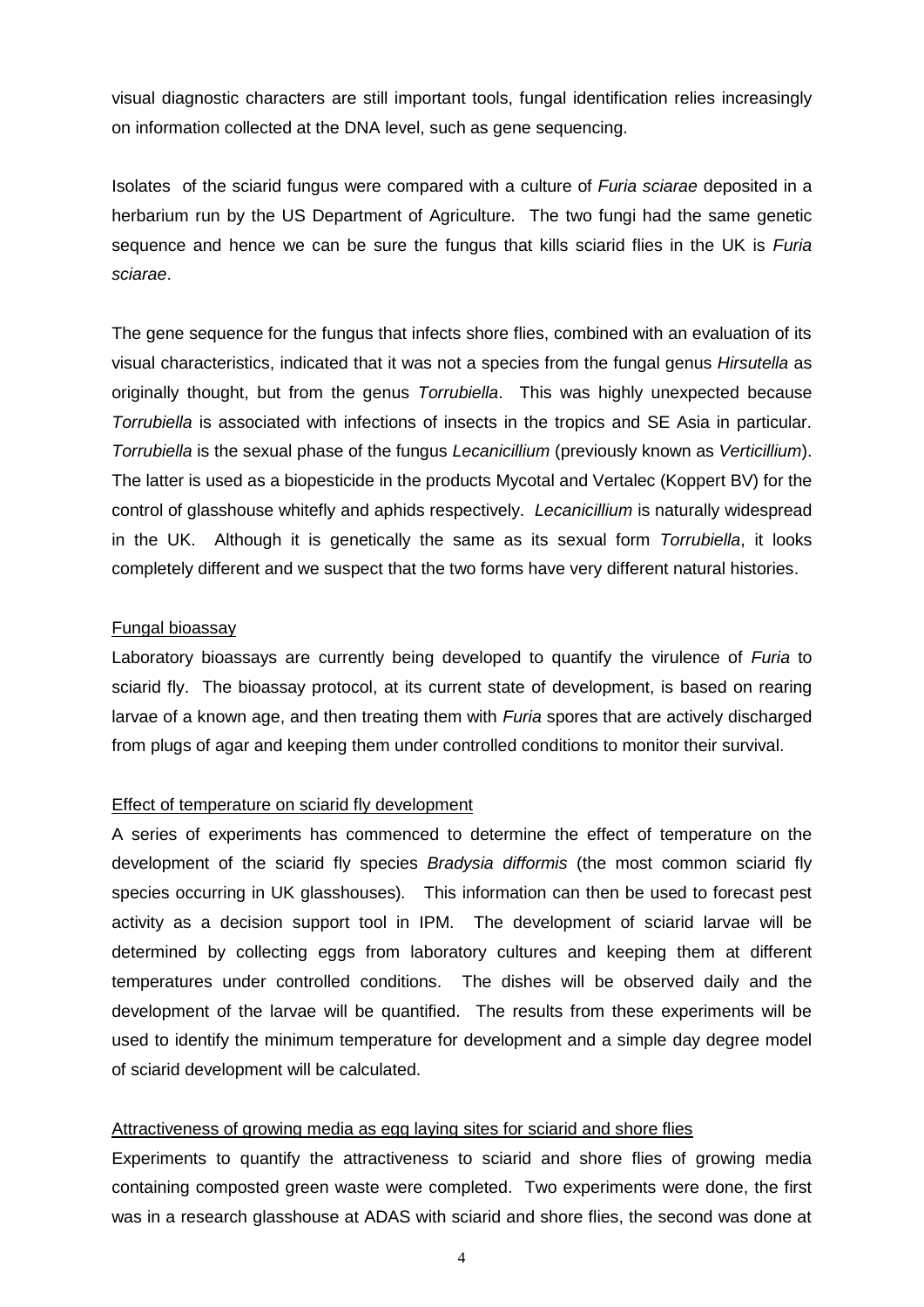visual diagnostic characters are still important tools, fungal identification relies increasingly on information collected at the DNA level, such as gene sequencing.

Isolates of the sciarid fungus were compared with a culture of *Furia sciarae* deposited in a herbarium run by the US Department of Agriculture. The two fungi had the same genetic sequence and hence we can be sure the fungus that kills sciarid flies in the UK is *Furia sciarae*.

The gene sequence for the fungus that infects shore flies, combined with an evaluation of its visual characteristics, indicated that it was not a species from the fungal genus *Hirsutella* as originally thought, but from the genus *Torrubiella*. This was highly unexpected because *Torrubiella* is associated with infections of insects in the tropics and SE Asia in particular. *Torrubiella* is the sexual phase of the fungus *Lecanicillium* (previously known as *Verticillium*). The latter is used as a biopesticide in the products Mycotal and Vertalec (Koppert BV) for the control of glasshouse whitefly and aphids respectively. *Lecanicillium* is naturally widespread in the UK. Although it is genetically the same as its sexual form *Torrubiella*, it looks completely different and we suspect that the two forms have very different natural histories.

<u>Fungal bioassay</u>

Laboratory bioassays are currently being developed to quantify the virulence of *Furia* to sciarid fly. The bioassay protocol, at its current state of development, is based on rearing larvae of a known age, and then treating them with *Furia* spores that are actively discharged from plugs of agar and keeping them under controlled conditions to monitor their survival.

<u>Effect of temperature on sciarid fly development</u>

A series of experiments has commenced to determine the effect of temperature on the development of the sciarid fly species *Bradysia difformis* (the most common sciarid fly species occurring in UK glasshouses). This information can then be used to forecast pest activity as a decision support tool in IPM. The development of sciarid larvae will be determined by collecting eggs from laboratory cultures and keeping them at different temperatures under controlled conditions. The dishes will be observed daily and the development of the larvae will be quantified. The results from these experiments will be used to identify the minimum temperature for development and a simple day degree model of sciarid development will be calculated.

<u>Attractiveness of growing media as egg laying sites for sciarid and shore flies</u>

Experiments to quantify the attractiveness to sciarid and shore flies of growing media containing composted green waste were completed. Two experiments were done, the first was in a research glasshouse at ADAS with sciarid and shore flies, the second was done at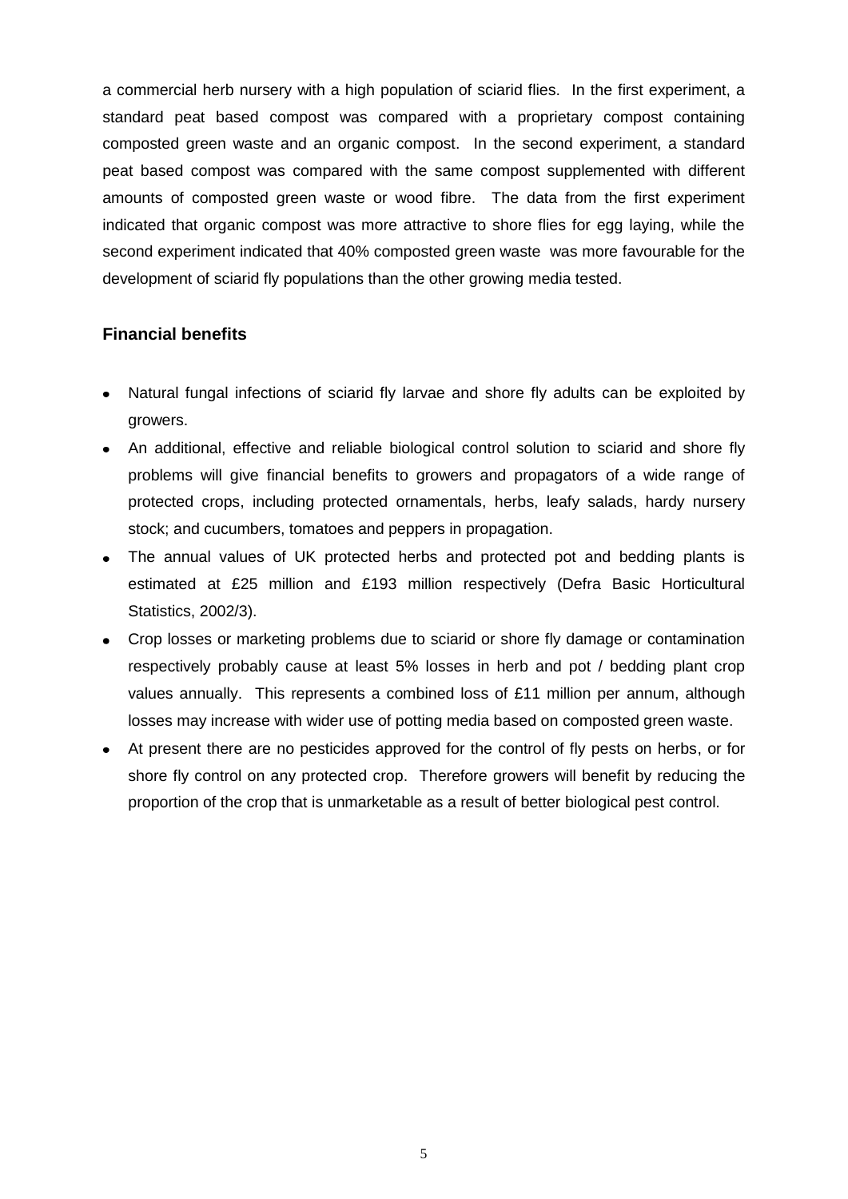a commercial herb nursery with a high population of sciarid flies. In the first experiment, a standard peat based compost was compared with a proprietary compost containing composted green waste and an organic compost. In the second experiment, a standard peat based compost was compared with the same compost supplemented with different amounts of composted green waste or wood fibre. The data from the first experiment indicated that organic compost was more attractive to shore flies for egg laying, while the second experiment indicated that 40% composted green waste was more favourable for the development of sciarid fly populations than the other growing media tested.

### Financial benefits

- Natural fungal infections of sciarid fly larvae and shore fly adults can be exploited by growers.
- An additional, effective and reliable biological control solution to sciarid and shore fly problems will give financial benefits to growers and propagators of a wide range of protected crops, including protected ornamentals, herbs, leafy salads, hardy nursery stock; and cucumbers, tomatoes and peppers in propagation.
- The annual values of UK protected herbs and protected pot and bedding plants is estimated at £25 million and £193 million respectively (Defra Basic Horticultural Statistics, 2002/3).
- Crop losses or marketing problems due to sciarid or shore fly damage or contamination respectively probably cause at least 5% losses in herb and pot / bedding plant crop values annually. This represents a combined loss of £11 million per annum, although losses may increase with wider use of potting media based on composted green waste.
- At present there are no pesticides approved for the control of fly pests on herbs, or for shore fly control on any protected crop. Therefore growers will benefit by reducing the proportion of the crop that is unmarketable as a result of better biological pest control.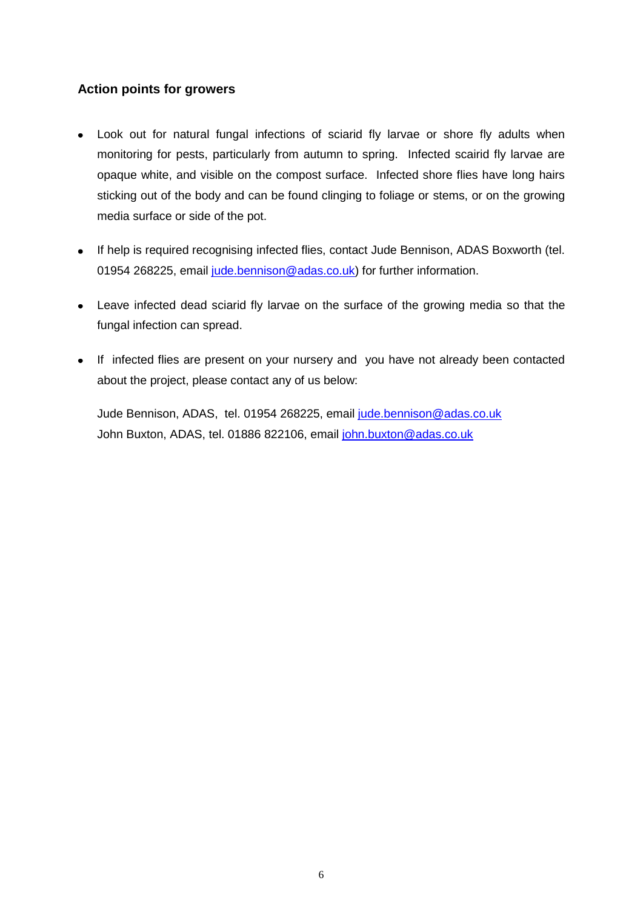## Action points for growers

- Look out for natural fungal infections of sciarid fly larvae or shore fly adults when monitoring for pests, particularly from autumn to spring. Infected scairid fly larvae are opaque white, and visible on the compost surface. Infected shore flies have long hairs sticking out of the body and can be found clinging to foliage or stems, or on the growing media surface or side of the pot.

- If help is required recognising infected flies, contact Jude Bennison, ADAS Boxworth (tel. 01954 268225, email jude.bennison@adas.co.uk) for further information.

- Leave infected dead sciarid fly larvae on the surface of the growing media so that the fungal infection can spread.

- If infected flies are present on your nursery and you have not already been contacted about the project, please contact any of us below:

  Jude Bennison, ADAS, tel. 01954 268225, email jude.bennison@adas.co.uk
  John Buxton, ADAS, tel. 01886 822106, email john.buxton@adas.co.uk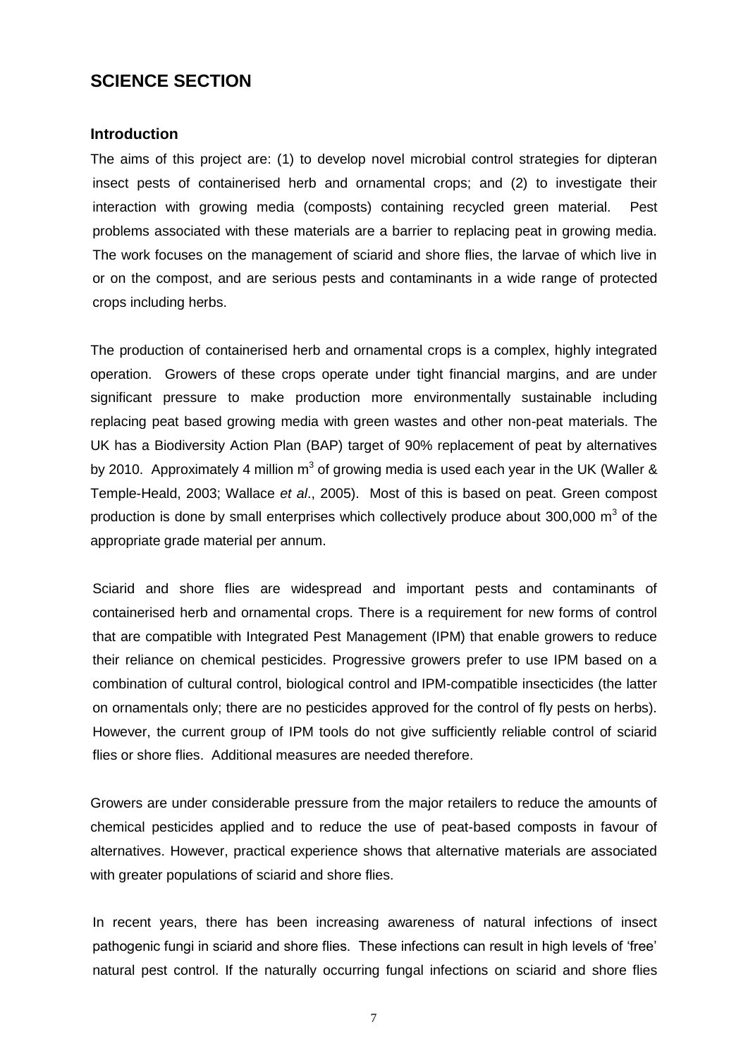## SCIENCE SECTION

### Introduction

The aims of this project are: (1) to develop novel microbial control strategies for dipteran insect pests of containerised herb and ornamental crops; and (2) to investigate their interaction with growing media (composts) containing recycled green material. Pest problems associated with these materials are a barrier to replacing peat in growing media. The work focuses on the management of sciarid and shore flies, the larvae of which live in or on the compost, and are serious pests and contaminants in a wide range of protected crops including herbs.

The production of containerised herb and ornamental crops is a complex, highly integrated operation. Growers of these crops operate under tight financial margins, and are under significant pressure to make production more environmentally sustainable including replacing peat based growing media with green wastes and other non-peat materials. The UK has a Biodiversity Action Plan (BAP) target of 90% replacement of peat by alternatives by 2010. Approximately 4 million $m^3$ of growing media is used each year in the UK (Waller & Temple-Heald, 2003; Wallace *et al*., 2005). Most of this is based on peat. Green compost production is done by small enterprises which collectively produce about 300,000 $m^3$ of the appropriate grade material per annum.

Sciarid and shore flies are widespread and important pests and contaminants of containerised herb and ornamental crops. There is a requirement for new forms of control that are compatible with Integrated Pest Management (IPM) that enable growers to reduce their reliance on chemical pesticides. Progressive growers prefer to use IPM based on a combination of cultural control, biological control and IPM-compatible insecticides (the latter on ornamentals only; there are no pesticides approved for the control of fly pests on herbs). However, the current group of IPM tools do not give sufficiently reliable control of sciarid flies or shore flies. Additional measures are needed therefore.

Growers are under considerable pressure from the major retailers to reduce the amounts of chemical pesticides applied and to reduce the use of peat-based composts in favour of alternatives. However, practical experience shows that alternative materials are associated with greater populations of sciarid and shore flies.

In recent years, there has been increasing awareness of natural infections of insect pathogenic fungi in sciarid and shore flies. These infections can result in high levels of 'free' natural pest control. If the naturally occurring fungal infections on sciarid and shore flies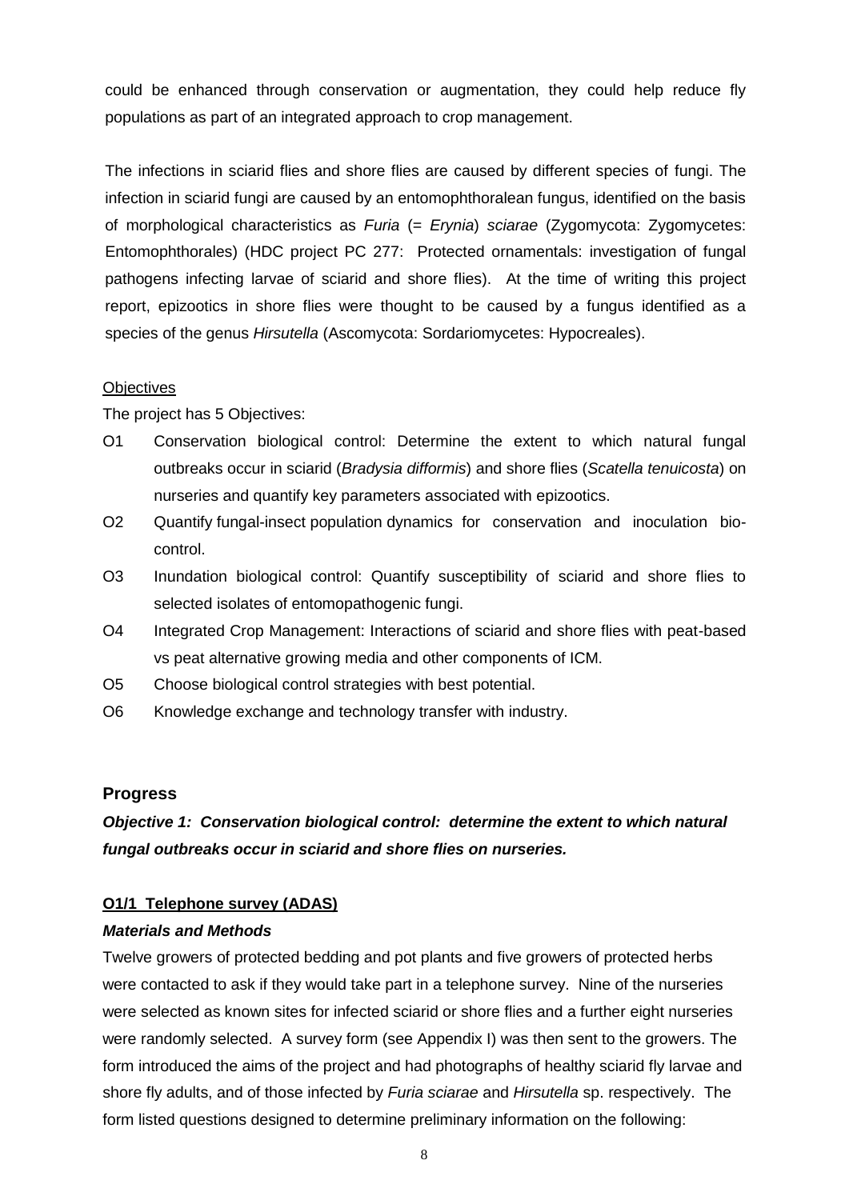could be enhanced through conservation or augmentation, they could help reduce fly populations as part of an integrated approach to crop management.

The infections in sciarid flies and shore flies are caused by different species of fungi. The infection in sciarid fungi are caused by an entomophthoralean fungus, identified on the basis of morphological characteristics as *Furia* (= *Erynia*) *sciarae* (Zygomycota: Zygomycetes: Entomophthorales) (HDC project PC 277: Protected ornamentals: investigation of fungal pathogens infecting larvae of sciarid and shore flies). At the time of writing this project report, epizootics in shore flies were thought to be caused by a fungus identified as a species of the genus *Hirsutella* (Ascomycota: Sordariomycetes: Hypocreales).

<u>Objectives</u>

The project has 5 Objectives:

- O1 Conservation biological control: Determine the extent to which natural fungal outbreaks occur in sciarid (*Bradysia difformis*) and shore flies (*Scatella tenuicosta*) on nurseries and quantify key parameters associated with epizootics.
- O2 Quantify fungal-insect population dynamics for conservation and inoculation bio-control.
- O3 Inundation biological control: Quantify susceptibility of sciarid and shore flies to selected isolates of entomopathogenic fungi.
- O4 Integrated Crop Management: Interactions of sciarid and shore flies with peat-based vs peat alternative growing media and other components of ICM.
- O5 Choose biological control strategies with best potential.
- O6 Knowledge exchange and technology transfer with industry.

## Progress

### *Objective 1: Conservation biological control: determine the extent to which natural fungal outbreaks occur in sciarid and shore flies on nurseries.*

#### O1/1 Telephone survey (ADAS)

***Materials and Methods***

Twelve growers of protected bedding and pot plants and five growers of protected herbs were contacted to ask if they would take part in a telephone survey. Nine of the nurseries were selected as known sites for infected sciarid or shore flies and a further eight nurseries were randomly selected. A survey form (see Appendix I) was then sent to the growers. The form introduced the aims of the project and had photographs of healthy sciarid fly larvae and shore fly adults, and of those infected by *Furia sciarae* and *Hirsutella* sp. respectively. The form listed questions designed to determine preliminary information on the following: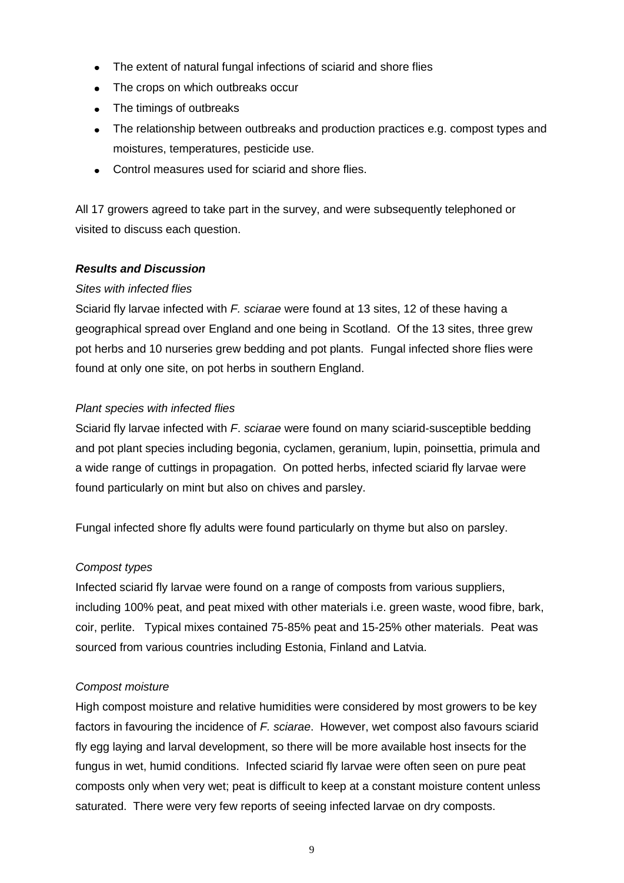- The extent of natural fungal infections of sciarid and shore flies
- The crops on which outbreaks occur
- The timings of outbreaks
- The relationship between outbreaks and production practices e.g. compost types and moistures, temperatures, pesticide use.
- Control measures used for sciarid and shore flies.

All 17 growers agreed to take part in the survey, and were subsequently telephoned or visited to discuss each question.

***Results and Discussion***

*Sites with infected flies*

Sciarid fly larvae infected with *F. sciarae* were found at 13 sites, 12 of these having a geographical spread over England and one being in Scotland. Of the 13 sites, three grew pot herbs and 10 nurseries grew bedding and pot plants. Fungal infected shore flies were found at only one site, on pot herbs in southern England.

*Plant species with infected flies*

Sciarid fly larvae infected with *F. sciarae* were found on many sciarid-susceptible bedding and pot plant species including begonia, cyclamen, geranium, lupin, poinsettia, primula and a wide range of cuttings in propagation. On potted herbs, infected sciarid fly larvae were found particularly on mint but also on chives and parsley.

Fungal infected shore fly adults were found particularly on thyme but also on parsley.

*Compost types*

Infected sciarid fly larvae were found on a range of composts from various suppliers, including 100% peat, and peat mixed with other materials i.e. green waste, wood fibre, bark, coir, perlite. Typical mixes contained 75-85% peat and 15-25% other materials. Peat was sourced from various countries including Estonia, Finland and Latvia.

*Compost moisture*

High compost moisture and relative humidities were considered by most growers to be key factors in favouring the incidence of *F. sciarae*. However, wet compost also favours sciarid fly egg laying and larval development, so there will be more available host insects for the fungus in wet, humid conditions. Infected sciarid fly larvae were often seen on pure peat composts only when very wet; peat is difficult to keep at a constant moisture content unless saturated. There were very few reports of seeing infected larvae on dry composts.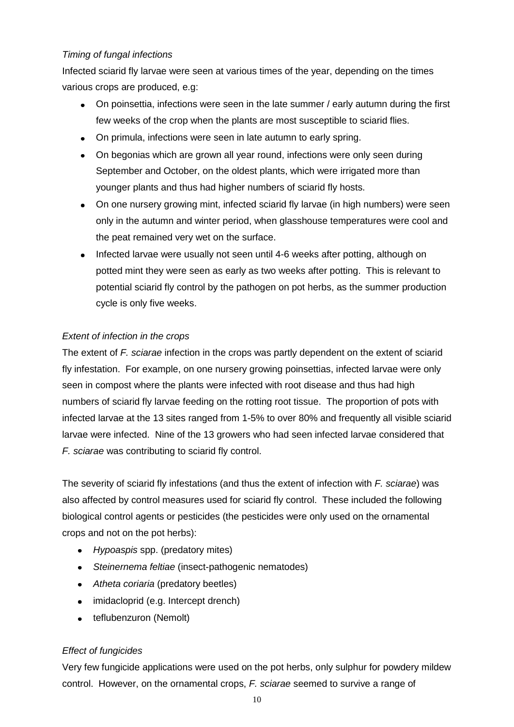*Timing of fungal infections*

Infected sciarid fly larvae were seen at various times of the year, depending on the times various crops are produced, e.g:

- On poinsettia, infections were seen in the late summer / early autumn during the first few weeks of the crop when the plants are most susceptible to sciarid flies.
- On primula, infections were seen in late autumn to early spring.
- On begonias which are grown all year round, infections were only seen during September and October, on the oldest plants, which were irrigated more than younger plants and thus had higher numbers of sciarid fly hosts.
- On one nursery growing mint, infected sciarid fly larvae (in high numbers) were seen only in the autumn and winter period, when glasshouse temperatures were cool and the peat remained very wet on the surface.
- Infected larvae were usually not seen until 4-6 weeks after potting, although on potted mint they were seen as early as two weeks after potting. This is relevant to potential sciarid fly control by the pathogen on pot herbs, as the summer production cycle is only five weeks.

*Extent of infection in the crops*

The extent of *F. sciarae* infection in the crops was partly dependent on the extent of sciarid fly infestation. For example, on one nursery growing poinsettias, infected larvae were only seen in compost where the plants were infected with root disease and thus had high numbers of sciarid fly larvae feeding on the rotting root tissue. The proportion of pots with infected larvae at the 13 sites ranged from 1-5% to over 80% and frequently all visible sciarid larvae were infected. Nine of the 13 growers who had seen infected larvae considered that *F. sciarae* was contributing to sciarid fly control.

The severity of sciarid fly infestations (and thus the extent of infection with *F. sciarae*) was also affected by control measures used for sciarid fly control. These included the following biological control agents or pesticides (the pesticides were only used on the ornamental crops and not on the pot herbs):

- *Hypoaspis* spp. (predatory mites)
- *Steinernema feltiae* (insect-pathogenic nematodes)
- *Atheta coriaria* (predatory beetles)
- imidacloprid (e.g. Intercept drench)
- teflubenzuron (Nemolt)

*Effect of fungicides*

Very few fungicide applications were used on the pot herbs, only sulphur for powdery mildew control. However, on the ornamental crops, *F. sciarae* seemed to survive a range of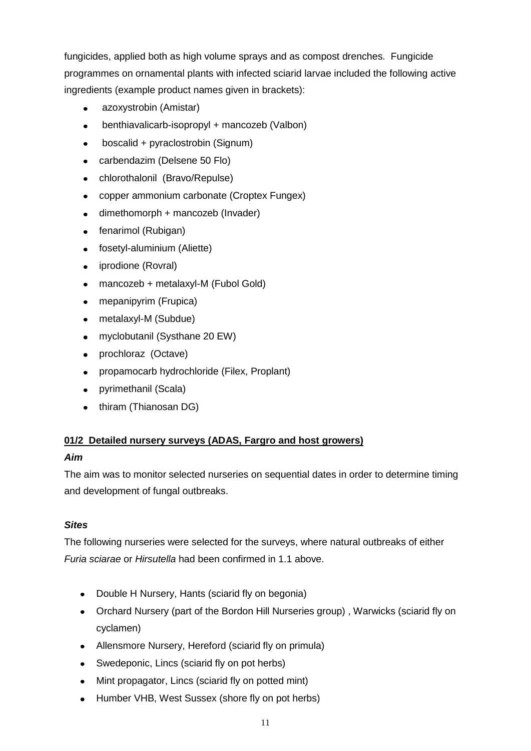fungicides, applied both as high volume sprays and as compost drenches. Fungicide programmes on ornamental plants with infected sciarid larvae included the following active ingredients (example product names given in brackets):

- azoxystrobin (Amistar)
- benthiavalicarb-isopropyl + mancozeb (Valbon)
- boscalid + pyraclostrobin (Signum)
- carbendazim (Delsene 50 Flo)
- chlorothalonil (Bravo/Repulse)
- copper ammonium carbonate (Croptex Fungex)
- dimethomorph + mancozeb (Invader)
- fenarimol (Rubigan)
- fosetyl-aluminium (Aliette)
- iprodione (Rovral)
- mancozeb + metalaxyl-M (Fubol Gold)
- mepanipyrim (Frupica)
- metalaxyl-M (Subdue)
- myclobutanil (Systhane 20 EW)
- prochloraz (Octave)
- propamocarb hydrochloride (Filex, Proplant)
- pyrimethanil (Scala)
- thiram (Thianosan DG)

**01/2 Detailed nursery surveys (ADAS, Fargro and host growers)**

***Aim***

The aim was to monitor selected nurseries on sequential dates in order to determine timing and development of fungal outbreaks.

***Sites***

The following nurseries were selected for the surveys, where natural outbreaks of either *Furia sciarae* or *Hirsutella* had been confirmed in 1.1 above.

- Double H Nursery, Hants (sciarid fly on begonia)
- Orchard Nursery (part of the Bordon Hill Nurseries group) , Warwicks (sciarid fly on cyclamen)
- Allensmore Nursery, Hereford (sciarid fly on primula)
- Swedeponic, Lincs (sciarid fly on pot herbs)
- Mint propagator, Lincs (sciarid fly on potted mint)
- Humber VHB, West Sussex (shore fly on pot herbs)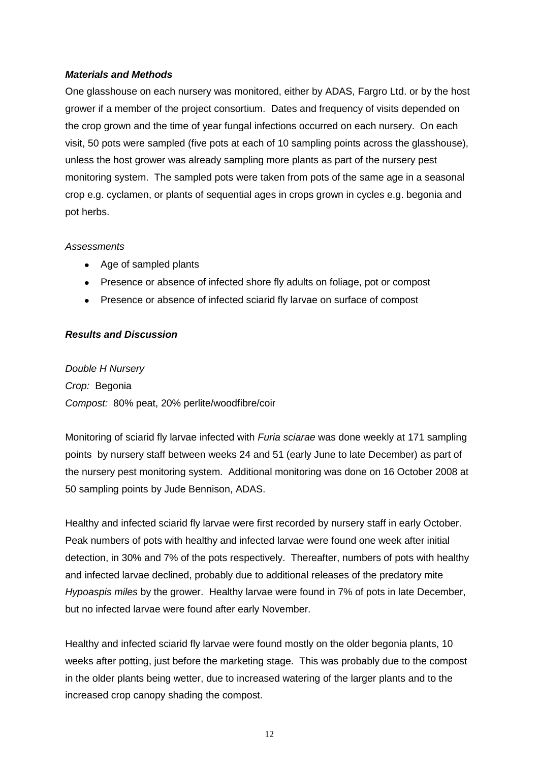### ***Materials and Methods***

One glasshouse on each nursery was monitored, either by ADAS, Fargro Ltd. or by the host grower if a member of the project consortium. Dates and frequency of visits depended on the crop grown and the time of year fungal infections occurred on each nursery. On each visit, 50 pots were sampled (five pots at each of 10 sampling points across the glasshouse), unless the host grower was already sampling more plants as part of the nursery pest monitoring system. The sampled pots were taken from pots of the same age in a seasonal crop e.g. cyclamen, or plants of sequential ages in crops grown in cycles e.g. begonia and pot herbs.

*Assessments*

- Age of sampled plants
- Presence or absence of infected shore fly adults on foliage, pot or compost
- Presence or absence of infected sciarid fly larvae on surface of compost

### ***Results and Discussion***

*Double H Nursery*
*Crop:* Begonia
*Compost:* 80% peat, 20% perlite/woodfibre/coir

Monitoring of sciarid fly larvae infected with *Furia sciarae* was done weekly at 171 sampling points by nursery staff between weeks 24 and 51 (early June to late December) as part of the nursery pest monitoring system. Additional monitoring was done on 16 October 2008 at 50 sampling points by Jude Bennison, ADAS.

Healthy and infected sciarid fly larvae were first recorded by nursery staff in early October. Peak numbers of pots with healthy and infected larvae were found one week after initial detection, in 30% and 7% of the pots respectively. Thereafter, numbers of pots with healthy and infected larvae declined, probably due to additional releases of the predatory mite *Hypoaspis miles* by the grower. Healthy larvae were found in 7% of pots in late December, but no infected larvae were found after early November.

Healthy and infected sciarid fly larvae were found mostly on the older begonia plants, 10 weeks after potting, just before the marketing stage. This was probably due to the compost in the older plants being wetter, due to increased watering of the larger plants and to the increased crop canopy shading the compost.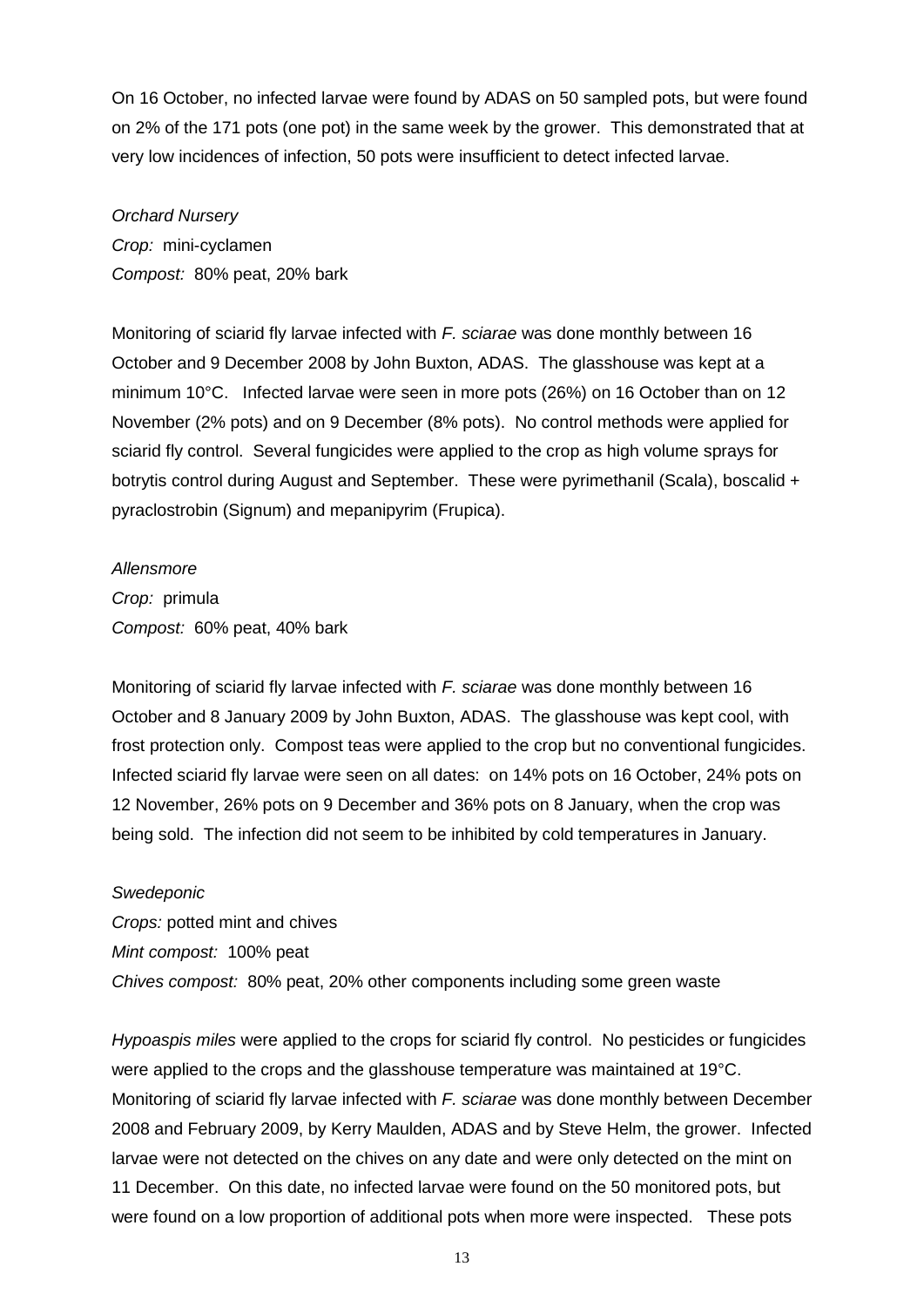On 16 October, no infected larvae were found by ADAS on 50 sampled pots, but were found on 2% of the 171 pots (one pot) in the same week by the grower. This demonstrated that at very low incidences of infection, 50 pots were insufficient to detect infected larvae.

*Orchard Nursery*

*Crop:* mini-cyclamen

*Compost:* 80% peat, 20% bark

Monitoring of sciarid fly larvae infected with *F. sciarae* was done monthly between 16 October and 9 December 2008 by John Buxton, ADAS. The glasshouse was kept at a minimum 10°C. Infected larvae were seen in more pots (26%) on 16 October than on 12 November (2% pots) and on 9 December (8% pots). No control methods were applied for sciarid fly control. Several fungicides were applied to the crop as high volume sprays for botrytis control during August and September. These were pyrimethanil (Scala), boscalid + pyraclostrobin (Signum) and mepanipyrim (Frupica).

*Allensmore*

*Crop:* primula

*Compost:* 60% peat, 40% bark

Monitoring of sciarid fly larvae infected with *F. sciarae* was done monthly between 16 October and 8 January 2009 by John Buxton, ADAS. The glasshouse was kept cool, with frost protection only. Compost teas were applied to the crop but no conventional fungicides. Infected sciarid fly larvae were seen on all dates: on 14% pots on 16 October, 24% pots on 12 November, 26% pots on 9 December and 36% pots on 8 January, when the crop was being sold. The infection did not seem to be inhibited by cold temperatures in January.

*Swedeponic*

*Crops:* potted mint and chives

*Mint compost:* 100% peat

*Chives compost:* 80% peat, 20% other components including some green waste

*Hypoaspis miles* were applied to the crops for sciarid fly control. No pesticides or fungicides were applied to the crops and the glasshouse temperature was maintained at 19°C. Monitoring of sciarid fly larvae infected with *F. sciarae* was done monthly between December 2008 and February 2009, by Kerry Maulden, ADAS and by Steve Helm, the grower. Infected larvae were not detected on the chives on any date and were only detected on the mint on 11 December. On this date, no infected larvae were found on the 50 monitored pots, but were found on a low proportion of additional pots when more were inspected. These pots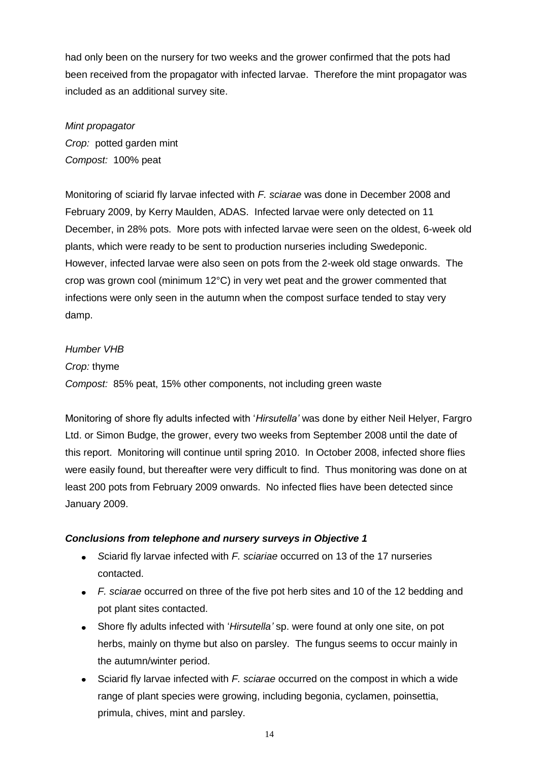had only been on the nursery for two weeks and the grower confirmed that the pots had been received from the propagator with infected larvae. Therefore the mint propagator was included as an additional survey site.

*Mint propagator*
*Crop:* potted garden mint
*Compost:* 100% peat

Monitoring of sciarid fly larvae infected with *F. sciarae* was done in December 2008 and February 2009, by Kerry Maulden, ADAS. Infected larvae were only detected on 11 December, in 28% pots. More pots with infected larvae were seen on the oldest, 6-week old plants, which were ready to be sent to production nurseries including Swedeponic. However, infected larvae were also seen on pots from the 2-week old stage onwards. The crop was grown cool (minimum 12°C) in very wet peat and the grower commented that infections were only seen in the autumn when the compost surface tended to stay very damp.

*Humber VHB*
*Crop:* thyme
*Compost:* 85% peat, 15% other components, not including green waste

Monitoring of shore fly adults infected with '*Hirsutella'* was done by either Neil Helyer, Fargro Ltd. or Simon Budge, the grower, every two weeks from September 2008 until the date of this report. Monitoring will continue until spring 2010. In October 2008, infected shore flies were easily found, but thereafter were very difficult to find. Thus monitoring was done on at least 200 pots from February 2009 onwards. No infected flies have been detected since January 2009.

***Conclusions from telephone and nursery surveys in Objective 1***

- *S*ciarid fly larvae infected with *F. sciariae* occurred on 13 of the 17 nurseries contacted.
- *F. sciarae* occurred on three of the five pot herb sites and 10 of the 12 bedding and pot plant sites contacted.
- Shore fly adults infected with '*Hirsutella'* sp. were found at only one site, on pot herbs, mainly on thyme but also on parsley. The fungus seems to occur mainly in the autumn/winter period.
- Sciarid fly larvae infected with *F. sciarae* occurred on the compost in which a wide range of plant species were growing, including begonia, cyclamen, poinsettia, primula, chives, mint and parsley.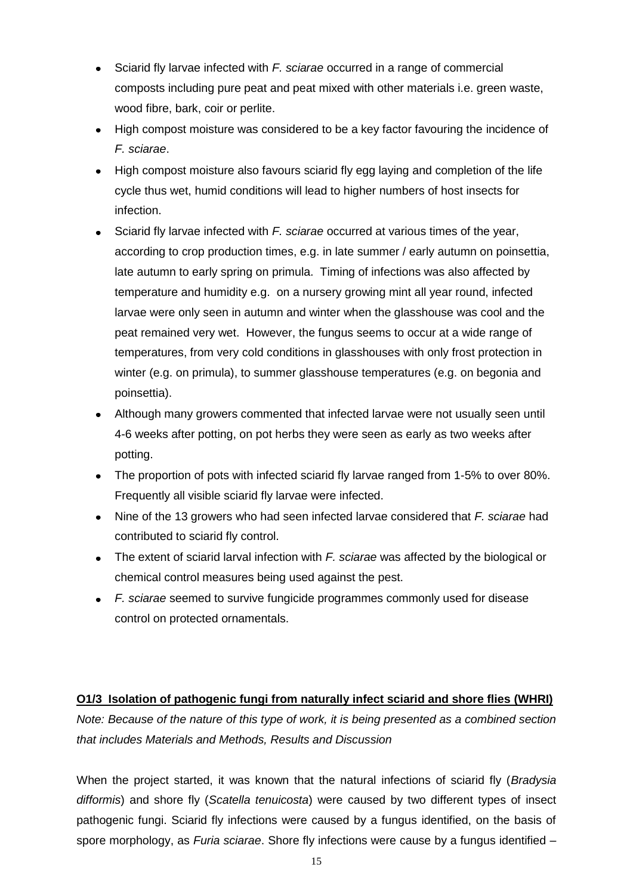- Sciarid fly larvae infected with *F. sciarae* occurred in a range of commercial composts including pure peat and peat mixed with other materials i.e. green waste, wood fibre, bark, coir or perlite.
- High compost moisture was considered to be a key factor favouring the incidence of *F. sciarae*.
- High compost moisture also favours sciarid fly egg laying and completion of the life cycle thus wet, humid conditions will lead to higher numbers of host insects for infection.
- Sciarid fly larvae infected with *F. sciarae* occurred at various times of the year, according to crop production times, e.g. in late summer / early autumn on poinsettia, late autumn to early spring on primula. Timing of infections was also affected by temperature and humidity e.g. on a nursery growing mint all year round, infected larvae were only seen in autumn and winter when the glasshouse was cool and the peat remained very wet. However, the fungus seems to occur at a wide range of temperatures, from very cold conditions in glasshouses with only frost protection in winter (e.g. on primula), to summer glasshouse temperatures (e.g. on begonia and poinsettia).
- Although many growers commented that infected larvae were not usually seen until 4-6 weeks after potting, on pot herbs they were seen as early as two weeks after potting.
- The proportion of pots with infected sciarid fly larvae ranged from 1-5% to over 80%. Frequently all visible sciarid fly larvae were infected.
- Nine of the 13 growers who had seen infected larvae considered that *F. sciarae* had contributed to sciarid fly control.
- The extent of sciarid larval infection with *F. sciarae* was affected by the biological or chemical control measures being used against the pest.
- *F. sciarae* seemed to survive fungicide programmes commonly used for disease control on protected ornamentals.

**O1/3 Isolation of pathogenic fungi from naturally infect sciarid and shore flies (WHRI)**

*Note: Because of the nature of this type of work, it is being presented as a combined section that includes Materials and Methods, Results and Discussion*

When the project started, it was known that the natural infections of sciarid fly (*Bradysia difformis*) and shore fly (*Scatella tenuicosta*) were caused by two different types of insect pathogenic fungi. Sciarid fly infections were caused by a fungus identified, on the basis of spore morphology, as *Furia sciarae*. Shore fly infections were cause by a fungus identified –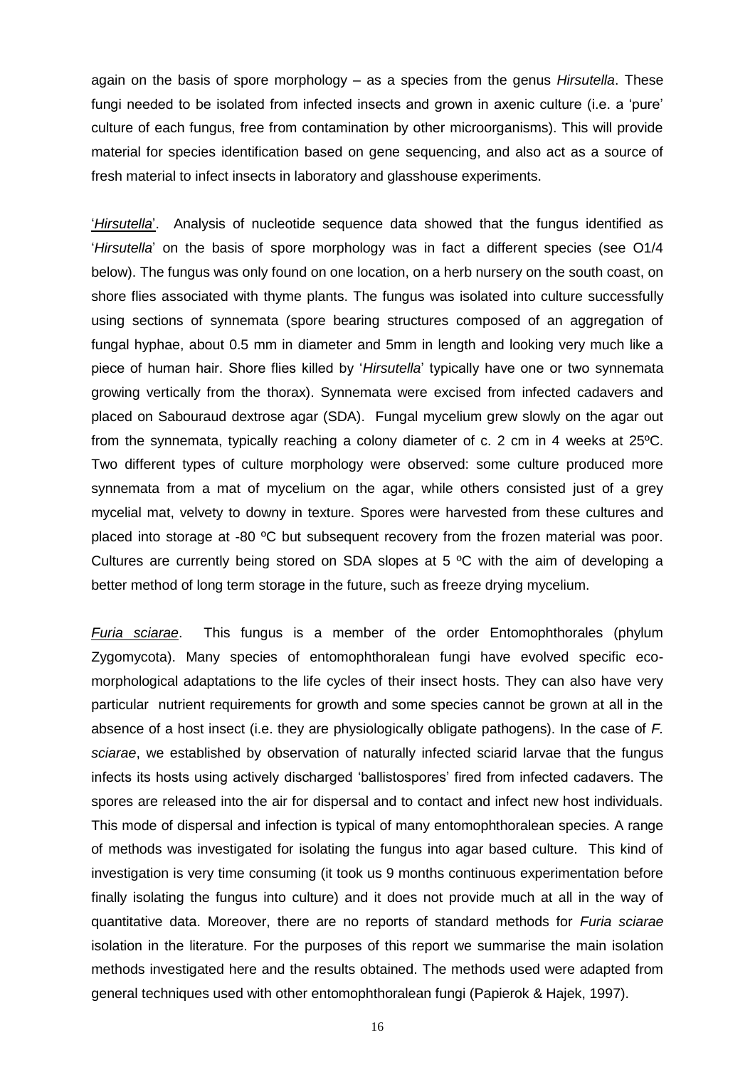again on the basis of spore morphology – as a species from the genus *Hirsutella*. These fungi needed to be isolated from infected insects and grown in axenic culture (i.e. a 'pure' culture of each fungus, free from contamination by other microorganisms). This will provide material for species identification based on gene sequencing, and also act as a source of fresh material to infect insects in laboratory and glasshouse experiments.

'*Hirsutella*'. Analysis of nucleotide sequence data showed that the fungus identified as '*Hirsutella*' on the basis of spore morphology was in fact a different species (see O1/4 below). The fungus was only found on one location, on a herb nursery on the south coast, on shore flies associated with thyme plants. The fungus was isolated into culture successfully using sections of synnemata (spore bearing structures composed of an aggregation of fungal hyphae, about 0.5 mm in diameter and 5mm in length and looking very much like a piece of human hair. Shore flies killed by '*Hirsutella*' typically have one or two synnemata growing vertically from the thorax). Synnemata were excised from infected cadavers and placed on Sabouraud dextrose agar (SDA). Fungal mycelium grew slowly on the agar out from the synnemata, typically reaching a colony diameter of c. 2 cm in 4 weeks at 25ºC. Two different types of culture morphology were observed: some culture produced more synnemata from a mat of mycelium on the agar, while others consisted just of a grey mycelial mat, velvety to downy in texture. Spores were harvested from these cultures and placed into storage at -80 ºC but subsequent recovery from the frozen material was poor. Cultures are currently being stored on SDA slopes at 5 ºC with the aim of developing a better method of long term storage in the future, such as freeze drying mycelium.

*Furia sciarae*. This fungus is a member of the order Entomophthorales (phylum Zygomycota). Many species of entomophthoralean fungi have evolved specific eco-morphological adaptations to the life cycles of their insect hosts. They can also have very particular nutrient requirements for growth and some species cannot be grown at all in the absence of a host insect (i.e. they are physiologically obligate pathogens). In the case of *F. sciarae*, we established by observation of naturally infected sciarid larvae that the fungus infects its hosts using actively discharged 'ballistospores' fired from infected cadavers. The spores are released into the air for dispersal and to contact and infect new host individuals. This mode of dispersal and infection is typical of many entomophthoralean species. A range of methods was investigated for isolating the fungus into agar based culture. This kind of investigation is very time consuming (it took us 9 months continuous experimentation before finally isolating the fungus into culture) and it does not provide much at all in the way of quantitative data. Moreover, there are no reports of standard methods for *Furia sciarae* isolation in the literature. For the purposes of this report we summarise the main isolation methods investigated here and the results obtained. The methods used were adapted from general techniques used with other entomophthoralean fungi (Papierok & Hajek, 1997).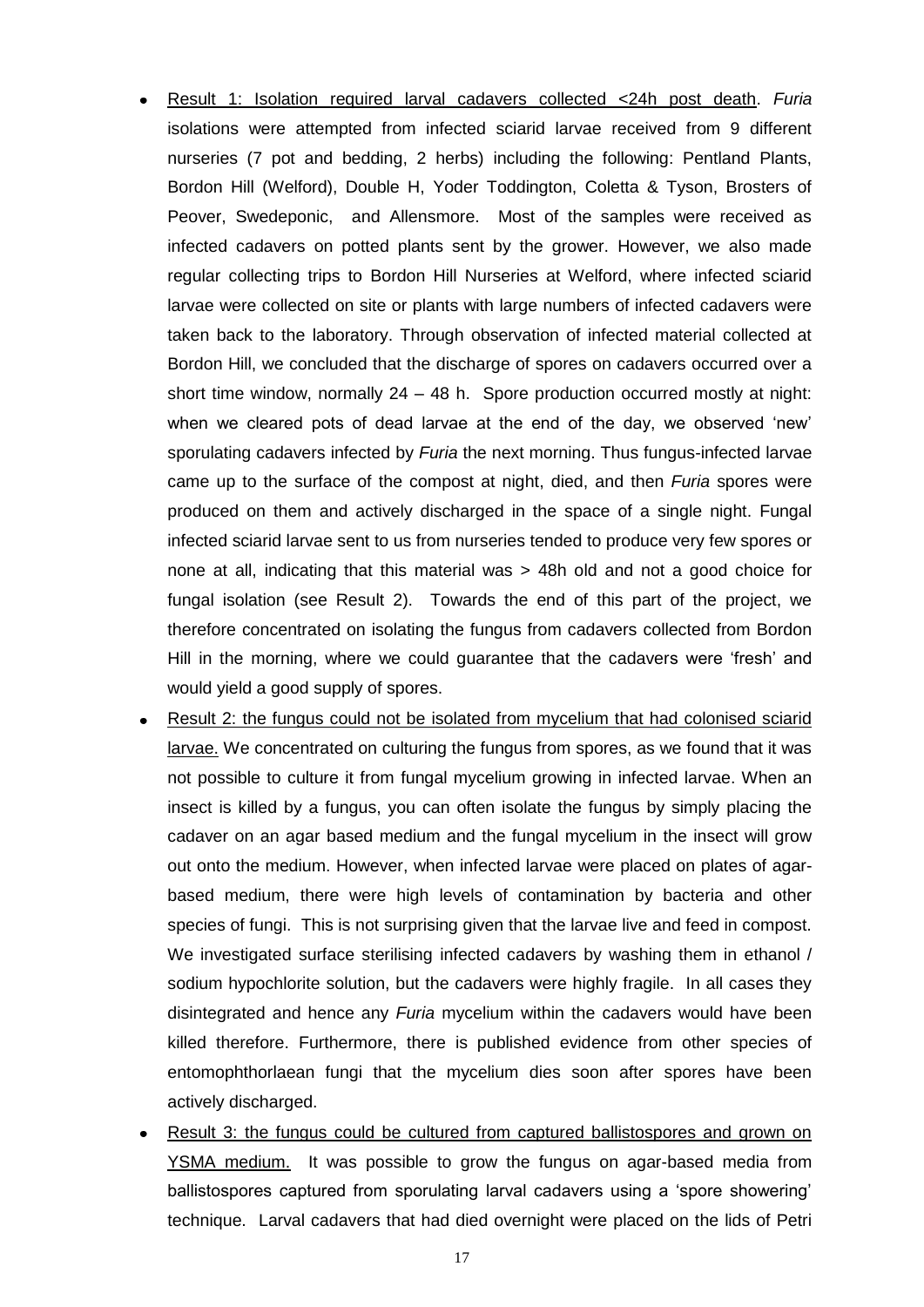- Result 1: Isolation required larval cadavers collected <24h post death. *Furia* isolations were attempted from infected sciarid larvae received from 9 different nurseries (7 pot and bedding, 2 herbs) including the following: Pentland Plants, Bordon Hill (Welford), Double H, Yoder Toddington, Coletta & Tyson, Brosters of Peover, Swedeponic, and Allensmore. Most of the samples were received as infected cadavers on potted plants sent by the grower. However, we also made regular collecting trips to Bordon Hill Nurseries at Welford, where infected sciarid larvae were collected on site or plants with large numbers of infected cadavers were taken back to the laboratory. Through observation of infected material collected at Bordon Hill, we concluded that the discharge of spores on cadavers occurred over a short time window, normally 24 – 48 h. Spore production occurred mostly at night: when we cleared pots of dead larvae at the end of the day, we observed 'new' sporulating cadavers infected by *Furia* the next morning. Thus fungus-infected larvae came up to the surface of the compost at night, died, and then *Furia* spores were produced on them and actively discharged in the space of a single night. Fungal infected sciarid larvae sent to us from nurseries tended to produce very few spores or none at all, indicating that this material was > 48h old and not a good choice for fungal isolation (see Result 2). Towards the end of this part of the project, we therefore concentrated on isolating the fungus from cadavers collected from Bordon Hill in the morning, where we could guarantee that the cadavers were 'fresh' and would yield a good supply of spores.
- Result 2: the fungus could not be isolated from mycelium that had colonised sciarid larvae. We concentrated on culturing the fungus from spores, as we found that it was not possible to culture it from fungal mycelium growing in infected larvae. When an insect is killed by a fungus, you can often isolate the fungus by simply placing the cadaver on an agar based medium and the fungal mycelium in the insect will grow out onto the medium. However, when infected larvae were placed on plates of agar-based medium, there were high levels of contamination by bacteria and other species of fungi. This is not surprising given that the larvae live and feed in compost. We investigated surface sterilising infected cadavers by washing them in ethanol / sodium hypochlorite solution, but the cadavers were highly fragile. In all cases they disintegrated and hence any *Furia* mycelium within the cadavers would have been killed therefore. Furthermore, there is published evidence from other species of entomophthorlaean fungi that the mycelium dies soon after spores have been actively discharged.
- Result 3: the fungus could be cultured from captured ballistospores and grown on YSMA medium. It was possible to grow the fungus on agar-based media from ballistospores captured from sporulating larval cadavers using a 'spore showering' technique. Larval cadavers that had died overnight were placed on the lids of Petri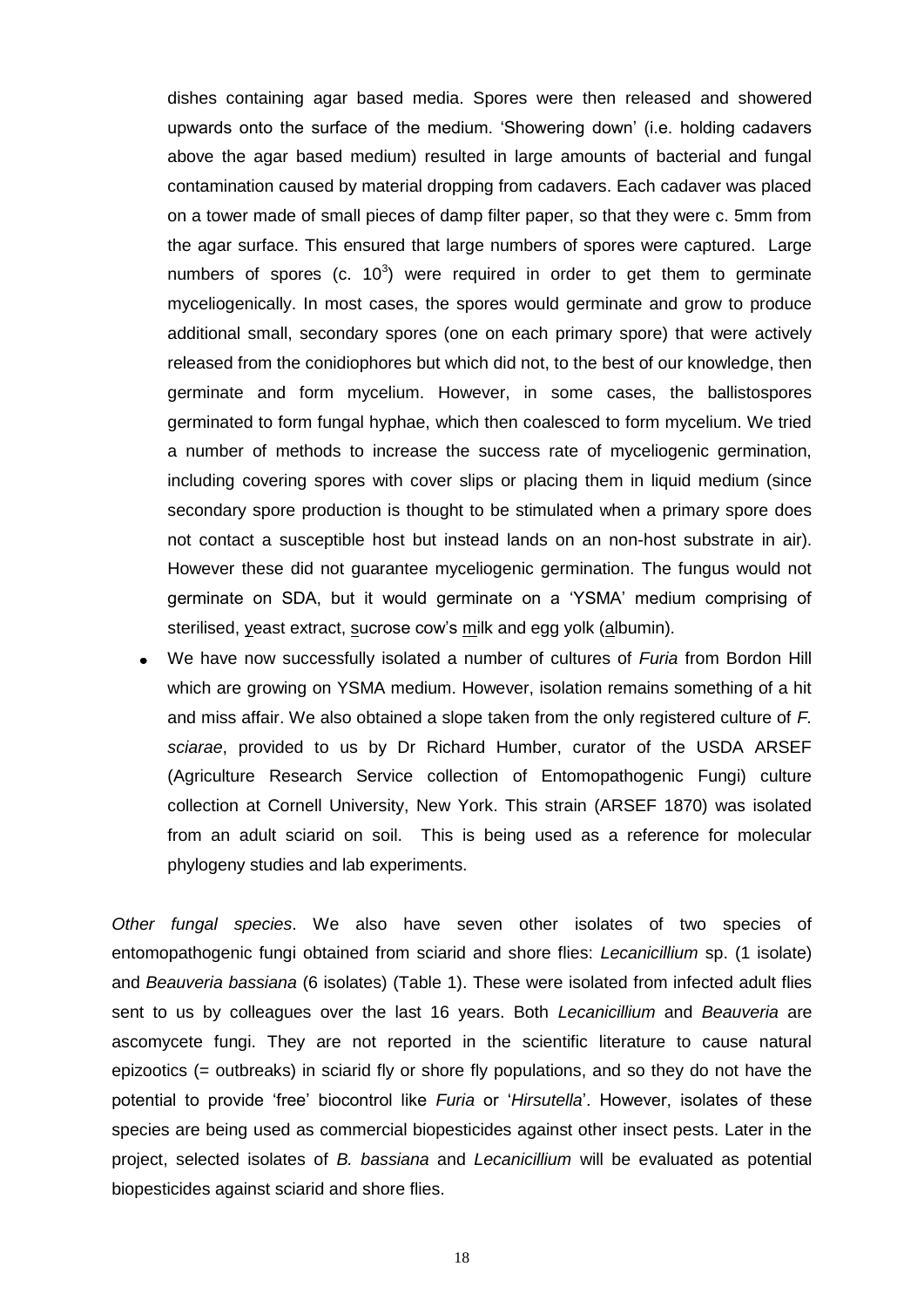dishes containing agar based media. Spores were then released and showered upwards onto the surface of the medium. 'Showering down' (i.e. holding cadavers above the agar based medium) resulted in large amounts of bacterial and fungal contamination caused by material dropping from cadavers. Each cadaver was placed on a tower made of small pieces of damp filter paper, so that they were c. 5mm from the agar surface. This ensured that large numbers of spores were captured. Large numbers of spores (c. $10^3$) were required in order to get them to germinate myceliogenically. In most cases, the spores would germinate and grow to produce additional small, secondary spores (one on each primary spore) that were actively released from the conidiophores but which did not, to the best of our knowledge, then germinate and form mycelium. However, in some cases, the ballistospores germinated to form fungal hyphae, which then coalesced to form mycelium. We tried a number of methods to increase the success rate of myceliogenic germination, including covering spores with cover slips or placing them in liquid medium (since secondary spore production is thought to be stimulated when a primary spore does not contact a susceptible host but instead lands on an non-host substrate in air). However these did not guarantee myceliogenic germination. The fungus would not germinate on SDA, but it would germinate on a 'YSMA' medium comprising of sterilised, yeast extract, sucrose cow's milk and egg yolk (albumin).

- We have now successfully isolated a number of cultures of *Furia* from Bordon Hill which are growing on YSMA medium. However, isolation remains something of a hit and miss affair. We also obtained a slope taken from the only registered culture of *F. sciarae*, provided to us by Dr Richard Humber, curator of the USDA ARSEF (Agriculture Research Service collection of Entomopathogenic Fungi) culture collection at Cornell University, New York. This strain (ARSEF 1870) was isolated from an adult sciarid on soil. This is being used as a reference for molecular phylogeny studies and lab experiments.

*Other fungal species*. We also have seven other isolates of two species of entomopathogenic fungi obtained from sciarid and shore flies: *Lecanicillium* sp. (1 isolate) and *Beauveria bassiana* (6 isolates) (Table 1). These were isolated from infected adult flies sent to us by colleagues over the last 16 years. Both *Lecanicillium* and *Beauveria* are ascomycete fungi. They are not reported in the scientific literature to cause natural epizootics (= outbreaks) in sciarid fly or shore fly populations, and so they do not have the potential to provide 'free' biocontrol like *Furia* or '*Hirsutella*'. However, isolates of these species are being used as commercial biopesticides against other insect pests. Later in the project, selected isolates of *B. bassiana* and *Lecanicillium* will be evaluated as potential biopesticides against sciarid and shore flies.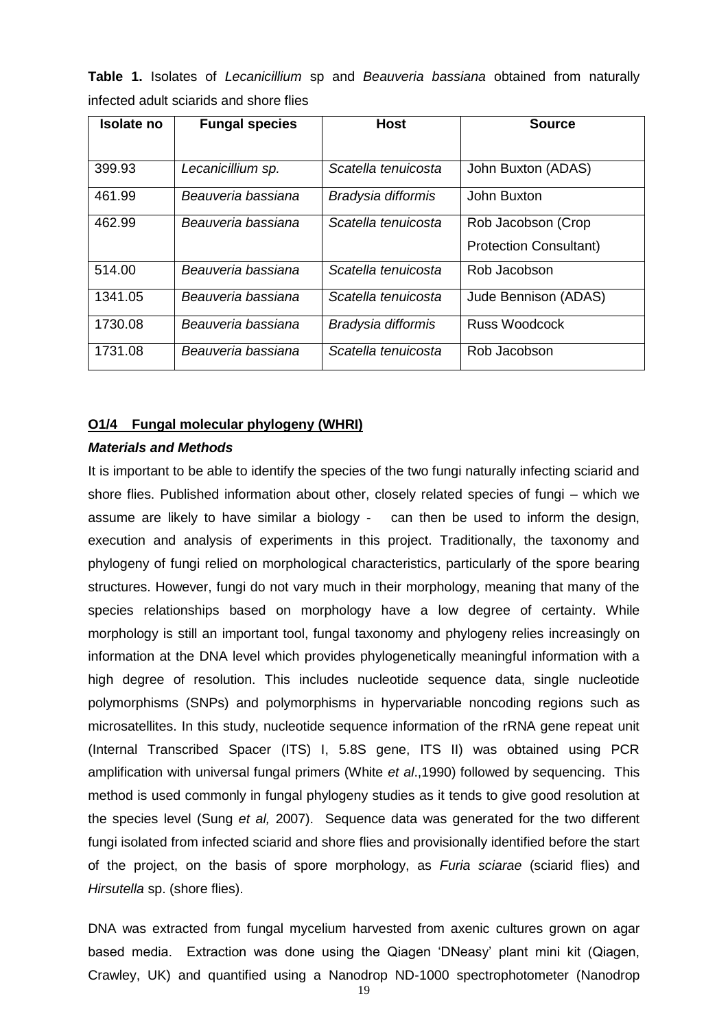**Table 1.** Isolates of *Lecanicillium* sp and *Beauveria bassiana* obtained from naturally infected adult sciarids and shore flies

| Isolate no | Fungal species | Host | Source |
|---|---|---|---|
| 399.93 | *Lecanicillium sp.* | *Scatella tenuicosta* | John Buxton (ADAS) |
| 461.99 | *Beauveria bassiana* | *Bradysia difformis* | John Buxton |
| 462.99 | *Beauveria bassiana* | *Scatella tenuicosta* | Rob Jacobson (Crop Protection Consultant) |
| 514.00 | *Beauveria bassiana* | *Scatella tenuicosta* | Rob Jacobson |
| 1341.05 | *Beauveria bassiana* | *Scatella tenuicosta* | Jude Bennison (ADAS) |
| 1730.08 | *Beauveria bassiana* | *Bradysia difformis* | Russ Woodcock |
| 1731.08 | *Beauveria bassiana* | *Scatella tenuicosta* | Rob Jacobson |

**O1/4 Fungal molecular phylogeny (WHRI)**

***Materials and Methods***

It is important to be able to identify the species of the two fungi naturally infecting sciarid and shore flies. Published information about other, closely related species of fungi – which we assume are likely to have similar a biology - can then be used to inform the design, execution and analysis of experiments in this project. Traditionally, the taxonomy and phylogeny of fungi relied on morphological characteristics, particularly of the spore bearing structures. However, fungi do not vary much in their morphology, meaning that many of the species relationships based on morphology have a low degree of certainty. While morphology is still an important tool, fungal taxonomy and phylogeny relies increasingly on information at the DNA level which provides phylogenetically meaningful information with a high degree of resolution. This includes nucleotide sequence data, single nucleotide polymorphisms (SNPs) and polymorphisms in hypervariable noncoding regions such as microsatellites. In this study, nucleotide sequence information of the rRNA gene repeat unit (Internal Transcribed Spacer (ITS) I, 5.8S gene, ITS II) was obtained using PCR amplification with universal fungal primers (White *et al*.,1990) followed by sequencing. This method is used commonly in fungal phylogeny studies as it tends to give good resolution at the species level (Sung *et al,* 2007). Sequence data was generated for the two different fungi isolated from infected sciarid and shore flies and provisionally identified before the start of the project, on the basis of spore morphology, as *Furia sciarae* (sciarid flies) and *Hirsutella* sp. (shore flies).

DNA was extracted from fungal mycelium harvested from axenic cultures grown on agar based media. Extraction was done using the Qiagen 'DNeasy' plant mini kit (Qiagen, Crawley, UK) and quantified using a Nanodrop ND-1000 spectrophotometer (Nanodrop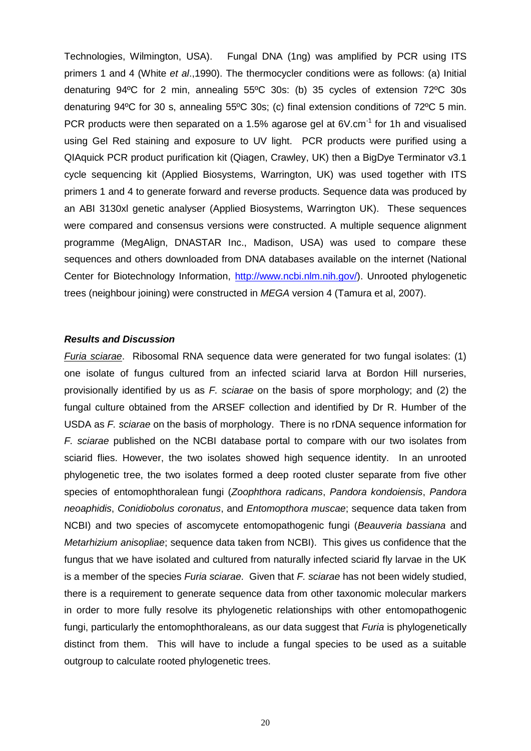Technologies, Wilmington, USA). Fungal DNA (1ng) was amplified by PCR using ITS primers 1 and 4 (White *et al*.,1990). The thermocycler conditions were as follows: (a) Initial denaturing 94ºC for 2 min, annealing 55ºC 30s: (b) 35 cycles of extension 72ºC 30s denaturing 94ºC for 30 s, annealing 55ºC 30s; (c) final extension conditions of 72ºC 5 min. PCR products were then separated on a 1.5% agarose gel at $6V.cm^{-1}$ for 1h and visualised using Gel Red staining and exposure to UV light. PCR products were purified using a QIAquick PCR product purification kit (Qiagen, Crawley, UK) then a BigDye Terminator v3.1 cycle sequencing kit (Applied Biosystems, Warrington, UK) was used together with ITS primers 1 and 4 to generate forward and reverse products. Sequence data was produced by an ABI 3130xl genetic analyser (Applied Biosystems, Warrington UK). These sequences were compared and consensus versions were constructed. A multiple sequence alignment programme (MegAlign, DNASTAR Inc., Madison, USA) was used to compare these sequences and others downloaded from DNA databases available on the internet (National Center for Biotechnology Information, http://www.ncbi.nlm.nih.gov/). Unrooted phylogenetic trees (neighbour joining) were constructed in *MEGA* version 4 (Tamura et al, 2007).

### *Results and Discussion*

*Furia sciarae*. Ribosomal RNA sequence data were generated for two fungal isolates: (1) one isolate of fungus cultured from an infected sciarid larva at Bordon Hill nurseries, provisionally identified by us as *F. sciarae* on the basis of spore morphology; and (2) the fungal culture obtained from the ARSEF collection and identified by Dr R. Humber of the USDA as *F. sciarae* on the basis of morphology. There is no rDNA sequence information for *F. sciarae* published on the NCBI database portal to compare with our two isolates from sciarid flies. However, the two isolates showed high sequence identity. In an unrooted phylogenetic tree, the two isolates formed a deep rooted cluster separate from five other species of entomophthoralean fungi (*Zoophthora radicans*, *Pandora kondoiensis*, *Pandora neoaphidis*, *Conidiobolus coronatus*, and *Entomopthora muscae*; sequence data taken from NCBI) and two species of ascomycete entomopathogenic fungi (*Beauveria bassiana* and *Metarhizium anisopliae*; sequence data taken from NCBI). This gives us confidence that the fungus that we have isolated and cultured from naturally infected sciarid fly larvae in the UK is a member of the species *Furia sciarae*. Given that *F. sciarae* has not been widely studied, there is a requirement to generate sequence data from other taxonomic molecular markers in order to more fully resolve its phylogenetic relationships with other entomopathogenic fungi, particularly the entomophthoraleans, as our data suggest that *Furia* is phylogenetically distinct from them. This will have to include a fungal species to be used as a suitable outgroup to calculate rooted phylogenetic trees.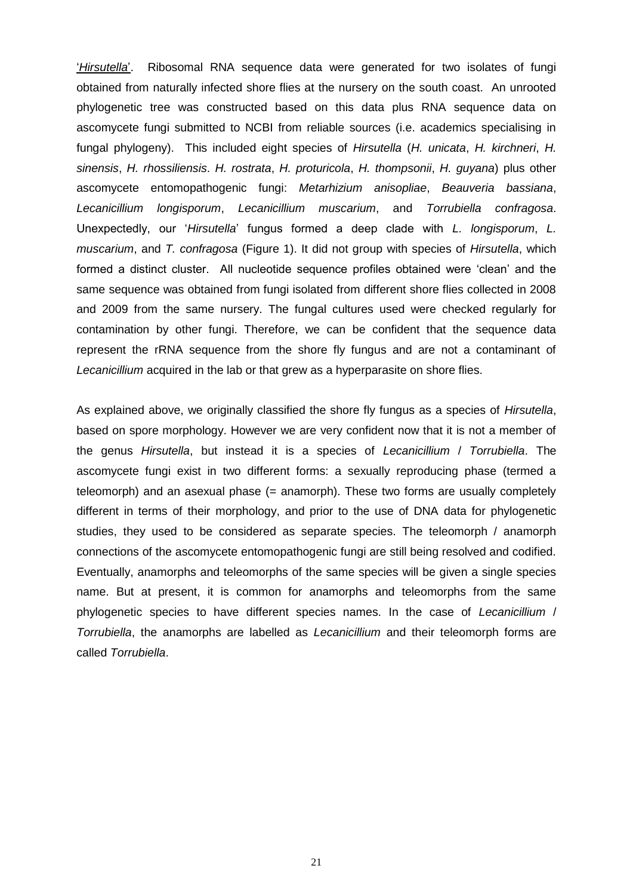'*Hirsutella*'. Ribosomal RNA sequence data were generated for two isolates of fungi obtained from naturally infected shore flies at the nursery on the south coast. An unrooted phylogenetic tree was constructed based on this data plus RNA sequence data on ascomycete fungi submitted to NCBI from reliable sources (i.e. academics specialising in fungal phylogeny). This included eight species of *Hirsutella* (*H. unicata*, *H. kirchneri*, *H. sinensis*, *H. rhossiliensis*. *H. rostrata*, *H. proturicola*, *H. thompsonii*, *H. guyana*) plus other ascomycete entomopathogenic fungi: *Metarhizium anisopliae*, *Beauveria bassiana*, *Lecanicillium longisporum*, *Lecanicillium muscarium*, and *Torrubiella confragosa*. Unexpectedly, our '*Hirsutella*' fungus formed a deep clade with *L. longisporum*, *L. muscarium*, and *T. confragosa* (Figure 1). It did not group with species of *Hirsutella*, which formed a distinct cluster. All nucleotide sequence profiles obtained were 'clean' and the same sequence was obtained from fungi isolated from different shore flies collected in 2008 and 2009 from the same nursery. The fungal cultures used were checked regularly for contamination by other fungi. Therefore, we can be confident that the sequence data represent the rRNA sequence from the shore fly fungus and are not a contaminant of *Lecanicillium* acquired in the lab or that grew as a hyperparasite on shore flies.

As explained above, we originally classified the shore fly fungus as a species of *Hirsutella*, based on spore morphology. However we are very confident now that it is not a member of the genus *Hirsutella*, but instead it is a species of *Lecanicillium* / *Torrubiella*. The ascomycete fungi exist in two different forms: a sexually reproducing phase (termed a teleomorph) and an asexual phase (= anamorph). These two forms are usually completely different in terms of their morphology, and prior to the use of DNA data for phylogenetic studies, they used to be considered as separate species. The teleomorph / anamorph connections of the ascomycete entomopathogenic fungi are still being resolved and codified. Eventually, anamorphs and teleomorphs of the same species will be given a single species name. But at present, it is common for anamorphs and teleomorphs from the same phylogenetic species to have different species names. In the case of *Lecanicillium* / *Torrubiella*, the anamorphs are labelled as *Lecanicillium* and their teleomorph forms are called *Torrubiella*.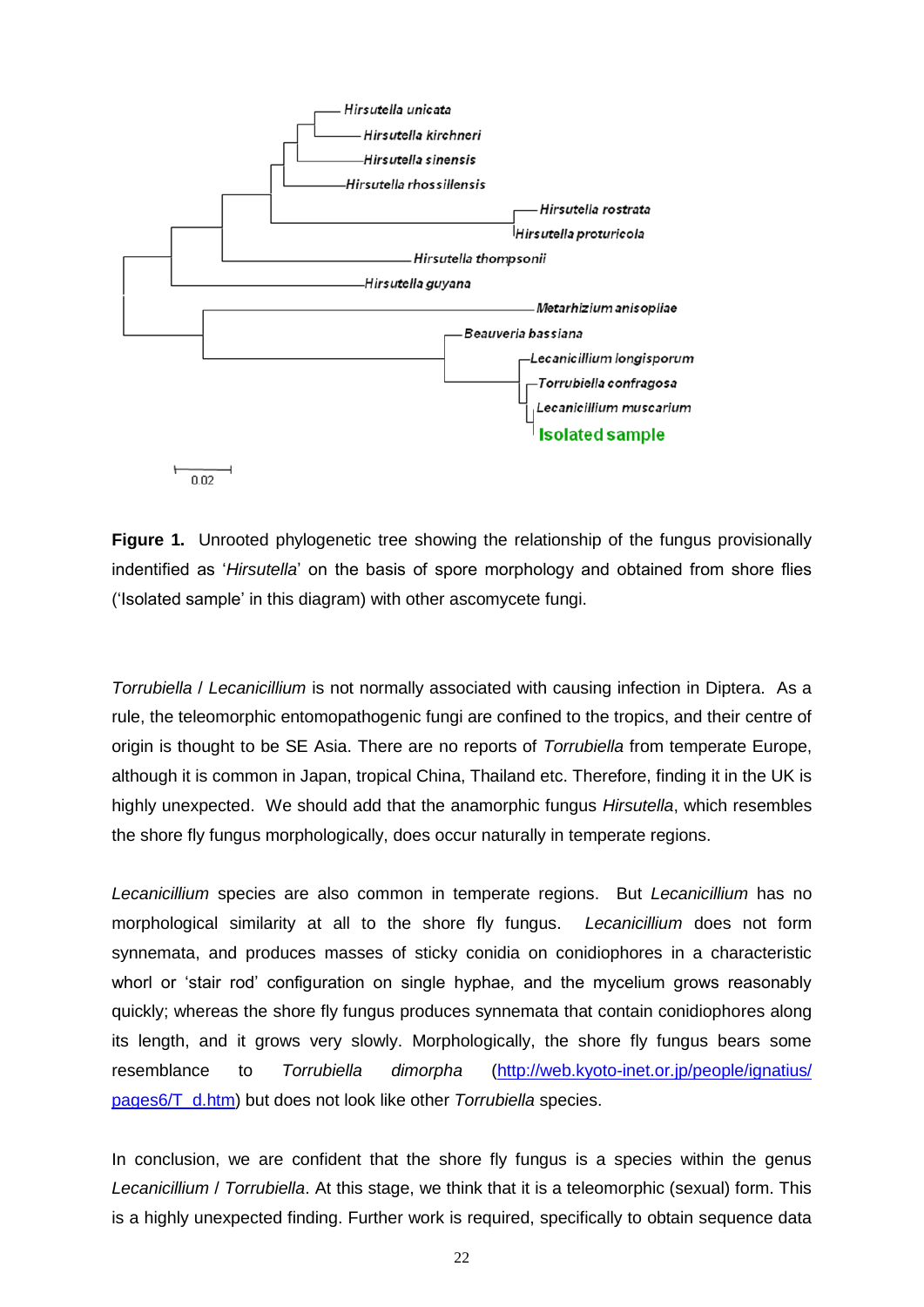Hirsutella unicata
Hirsutella kirchneri
Hirsutella sinensis
Hirsutella rhossillensis
Hirsutella rostrata
Hirsutella proturicola
Hirsutella thompsonii
Hirsutella guyana
Metarhizium anisopliae
Beauveria bassiana
Lecanicillium longisporum
Torrubiella confragosa
Lecanicillium muscarium
Isolated sample

0.02

**Figure 1.** Unrooted phylogenetic tree showing the relationship of the fungus provisionally indentified as '*Hirsutella*' on the basis of spore morphology and obtained from shore flies ('Isolated sample' in this diagram) with other ascomycete fungi.

*Torrubiella* / *Lecanicillium* is not normally associated with causing infection in Diptera. As a rule, the teleomorphic entomopathogenic fungi are confined to the tropics, and their centre of origin is thought to be SE Asia. There are no reports of *Torrubiella* from temperate Europe, although it is common in Japan, tropical China, Thailand etc. Therefore, finding it in the UK is highly unexpected. We should add that the anamorphic fungus *Hirsutella*, which resembles the shore fly fungus morphologically, does occur naturally in temperate regions.

*Lecanicillium* species are also common in temperate regions. But *Lecanicillium* has no morphological similarity at all to the shore fly fungus. *Lecanicillium* does not form synnemata, and produces masses of sticky conidia on conidiophores in a characteristic whorl or 'stair rod' configuration on single hyphae, and the mycelium grows reasonably quickly; whereas the shore fly fungus produces synnemata that contain conidiophores along its length, and it grows very slowly. Morphologically, the shore fly fungus bears some resemblance to *Torrubiella dimorpha* (http://web.kyoto-inet.or.jp/people/ignatius/pages6/T_d.htm) but does not look like other *Torrubiella* species.

In conclusion, we are confident that the shore fly fungus is a species within the genus *Lecanicillium* / *Torrubiella*. At this stage, we think that it is a teleomorphic (sexual) form. This is a highly unexpected finding. Further work is required, specifically to obtain sequence data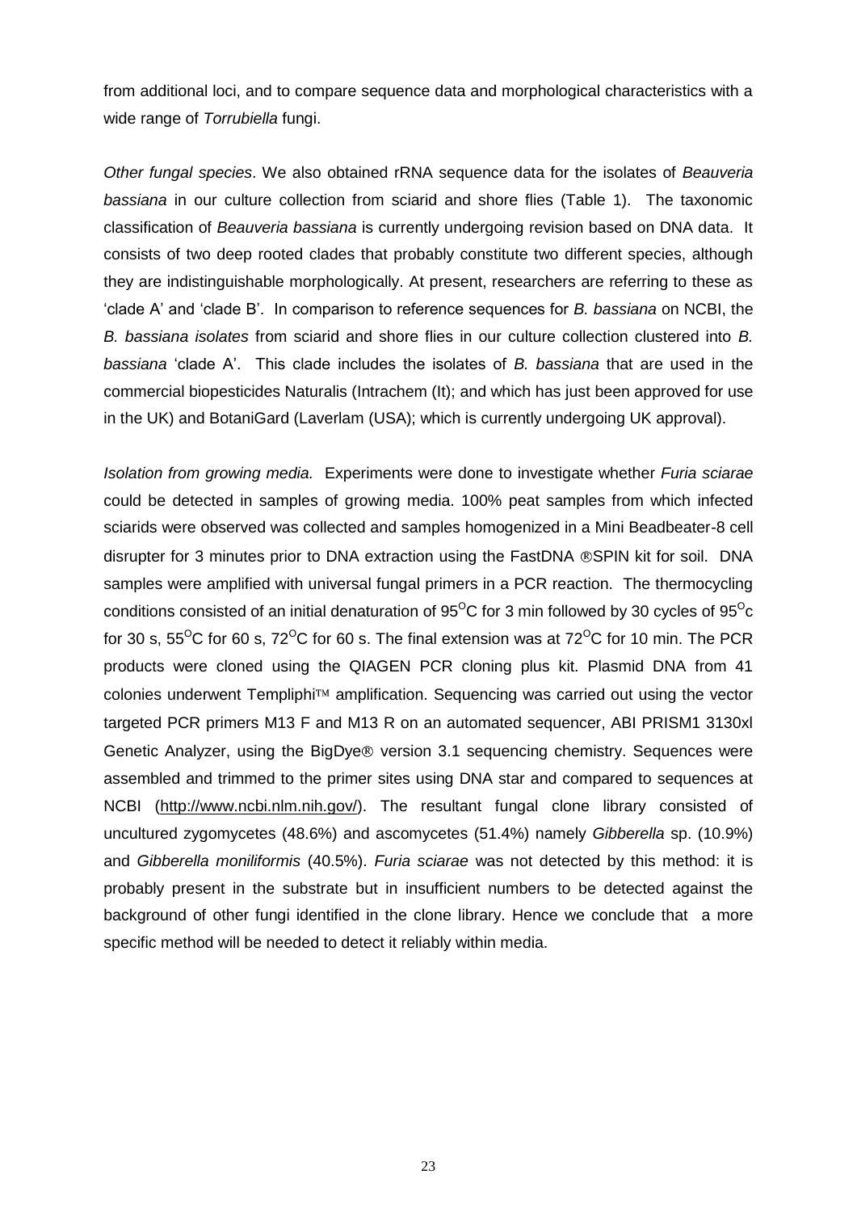from additional loci, and to compare sequence data and morphological characteristics with a wide range of *Torrubiella* fungi.

*Other fungal species*. We also obtained rRNA sequence data for the isolates of *Beauveria bassiana* in our culture collection from sciarid and shore flies (Table 1). The taxonomic classification of *Beauveria bassiana* is currently undergoing revision based on DNA data. It consists of two deep rooted clades that probably constitute two different species, although they are indistinguishable morphologically. At present, researchers are referring to these as 'clade A' and 'clade B'. In comparison to reference sequences for *B. bassiana* on NCBI, the *B. bassiana isolates* from sciarid and shore flies in our culture collection clustered into *B. bassiana* 'clade A'. This clade includes the isolates of *B. bassiana* that are used in the commercial biopesticides Naturalis (Intrachem (It); and which has just been approved for use in the UK) and BotaniGard (Laverlam (USA); which is currently undergoing UK approval).

*Isolation from growing media.* Experiments were done to investigate whether *Furia sciarae* could be detected in samples of growing media. 100% peat samples from which infected sciarids were observed was collected and samples homogenized in a Mini Beadbeater-8 cell disrupter for 3 minutes prior to DNA extraction using the FastDNA ®SPIN kit for soil. DNA samples were amplified with universal fungal primers in a PCR reaction. The thermocycling conditions consisted of an initial denaturation of 95$^{O}$C for 3 min followed by 30 cycles of 95$^{O}$c for 30 s, 55$^{O}$C for 60 s, 72$^{O}$C for 60 s. The final extension was at 72$^{O}$C for 10 min. The PCR products were cloned using the QIAGEN PCR cloning plus kit. Plasmid DNA from 41 colonies underwent Templiphi™ amplification. Sequencing was carried out using the vector targeted PCR primers M13 F and M13 R on an automated sequencer, ABI PRISM1 3130xl Genetic Analyzer, using the BigDye® version 3.1 sequencing chemistry. Sequences were assembled and trimmed to the primer sites using DNA star and compared to sequences at NCBI (http://www.ncbi.nlm.nih.gov/). The resultant fungal clone library consisted of uncultured zygomycetes (48.6%) and ascomycetes (51.4%) namely *Gibberella* sp. (10.9%) and *Gibberella moniliformis* (40.5%). *Furia sciarae* was not detected by this method: it is probably present in the substrate but in insufficient numbers to be detected against the background of other fungi identified in the clone library. Hence we conclude that a more specific method will be needed to detect it reliably within media.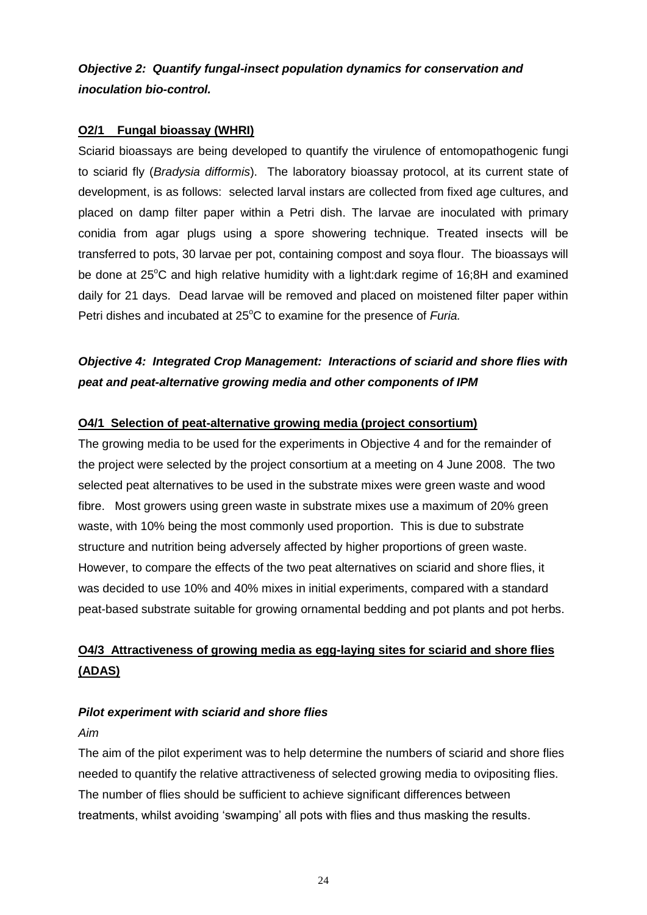***Objective 2: Quantify fungal-insect population dynamics for conservation and inoculation bio-control.***

**O2/1 Fungal bioassay (WHRI)**

Sciarid bioassays are being developed to quantify the virulence of entomopathogenic fungi to sciarid fly (*Bradysia difformis*). The laboratory bioassay protocol, at its current state of development, is as follows: selected larval instars are collected from fixed age cultures, and placed on damp filter paper within a Petri dish. The larvae are inoculated with primary conidia from agar plugs using a spore showering technique. Treated insects will be transferred to pots, 30 larvae per pot, containing compost and soya flour. The bioassays will be done at 25°C and high relative humidity with a light:dark regime of 16;8H and examined daily for 21 days. Dead larvae will be removed and placed on moistened filter paper within Petri dishes and incubated at 25°C to examine for the presence of *Furia.*

***Objective 4: Integrated Crop Management: Interactions of sciarid and shore flies with peat and peat-alternative growing media and other components of IPM***

**O4/1 Selection of peat-alternative growing media (project consortium)**

The growing media to be used for the experiments in Objective 4 and for the remainder of the project were selected by the project consortium at a meeting on 4 June 2008. The two selected peat alternatives to be used in the substrate mixes were green waste and wood fibre. Most growers using green waste in substrate mixes use a maximum of 20% green waste, with 10% being the most commonly used proportion. This is due to substrate structure and nutrition being adversely affected by higher proportions of green waste. However, to compare the effects of the two peat alternatives on sciarid and shore flies, it was decided to use 10% and 40% mixes in initial experiments, compared with a standard peat-based substrate suitable for growing ornamental bedding and pot plants and pot herbs.

**O4/3 Attractiveness of growing media as egg-laying sites for sciarid and shore flies (ADAS)**

***Pilot experiment with sciarid and shore flies***

*Aim*

The aim of the pilot experiment was to help determine the numbers of sciarid and shore flies needed to quantify the relative attractiveness of selected growing media to ovipositing flies. The number of flies should be sufficient to achieve significant differences between treatments, whilst avoiding 'swamping' all pots with flies and thus masking the results.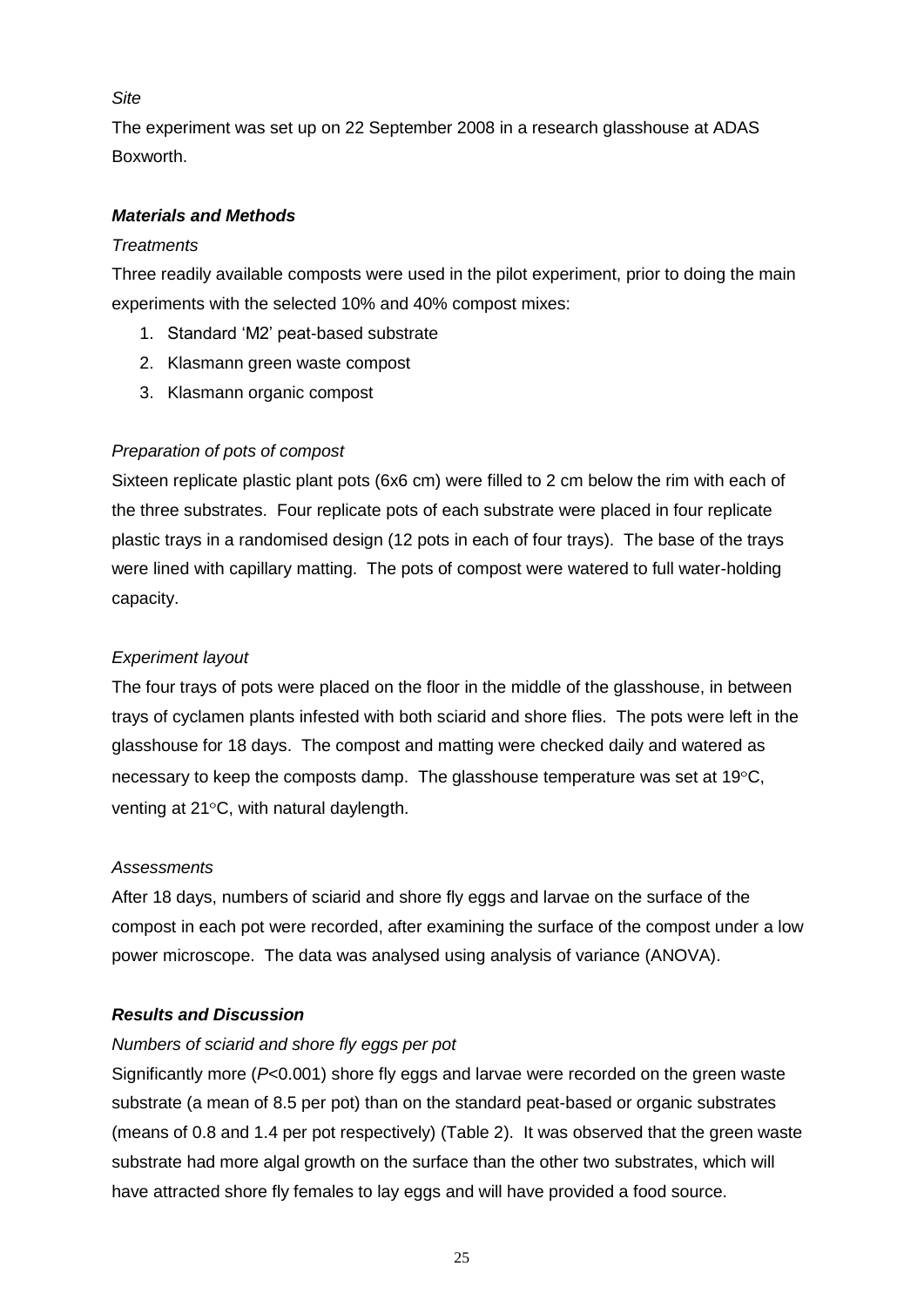*Site*

The experiment was set up on 22 September 2008 in a research glasshouse at ADAS Boxworth.

***Materials and Methods***

*Treatments*

Three readily available composts were used in the pilot experiment, prior to doing the main experiments with the selected 10% and 40% compost mixes:

1. Standard 'M2' peat-based substrate
2. Klasmann green waste compost
3. Klasmann organic compost

*Preparation of pots of compost*

Sixteen replicate plastic plant pots (6x6 cm) were filled to 2 cm below the rim with each of the three substrates. Four replicate pots of each substrate were placed in four replicate plastic trays in a randomised design (12 pots in each of four trays). The base of the trays were lined with capillary matting. The pots of compost were watered to full water-holding capacity.

*Experiment layout*

The four trays of pots were placed on the floor in the middle of the glasshouse, in between trays of cyclamen plants infested with both sciarid and shore flies. The pots were left in the glasshouse for 18 days. The compost and matting were checked daily and watered as necessary to keep the composts damp. The glasshouse temperature was set at 19°C, venting at 21°C, with natural daylength.

*Assessments*

After 18 days, numbers of sciarid and shore fly eggs and larvae on the surface of the compost in each pot were recorded, after examining the surface of the compost under a low power microscope. The data was analysed using analysis of variance (ANOVA).

***Results and Discussion***

*Numbers of sciarid and shore fly eggs per pot*

Significantly more ($P<0.001$) shore fly eggs and larvae were recorded on the green waste substrate (a mean of 8.5 per pot) than on the standard peat-based or organic substrates (means of 0.8 and 1.4 per pot respectively) (Table 2). It was observed that the green waste substrate had more algal growth on the surface than the other two substrates, which will have attracted shore fly females to lay eggs and will have provided a food source.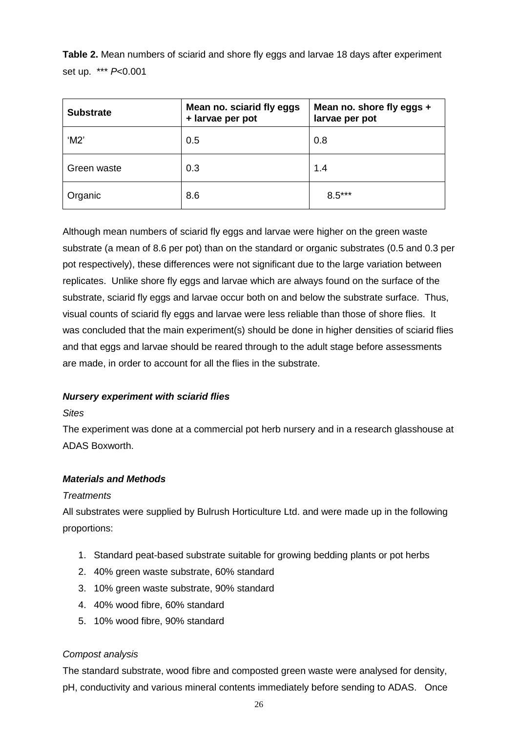**Table 2.** Mean numbers of sciarid and shore fly eggs and larvae 18 days after experiment set up. *** $P<0.001$

| Substrate | Mean no. sciarid fly eggs + larvae per pot | Mean no. shore fly eggs + larvae per pot |
|---|---|---|
| 'M2' | 0.5 | 0.8 |
| Green waste | 0.3 | 1.4 |
| Organic | 8.6 | 8.5*** |

Although mean numbers of sciarid fly eggs and larvae were higher on the green waste substrate (a mean of 8.6 per pot) than on the standard or organic substrates (0.5 and 0.3 per pot respectively), these differences were not significant due to the large variation between replicates. Unlike shore fly eggs and larvae which are always found on the surface of the substrate, sciarid fly eggs and larvae occur both on and below the substrate surface. Thus, visual counts of sciarid fly eggs and larvae were less reliable than those of shore flies. It was concluded that the main experiment(s) should be done in higher densities of sciarid flies and that eggs and larvae should be reared through to the adult stage before assessments are made, in order to account for all the flies in the substrate.

***Nursery experiment with sciarid flies***

*Sites*

The experiment was done at a commercial pot herb nursery and in a research glasshouse at ADAS Boxworth.

***Materials and Methods***

*Treatments*

All substrates were supplied by Bulrush Horticulture Ltd. and were made up in the following proportions:

1. Standard peat-based substrate suitable for growing bedding plants or pot herbs
2. 40% green waste substrate, 60% standard
3. 10% green waste substrate, 90% standard
4. 40% wood fibre, 60% standard
5. 10% wood fibre, 90% standard

*Compost analysis*

The standard substrate, wood fibre and composted green waste were analysed for density, pH, conductivity and various mineral contents immediately before sending to ADAS. Once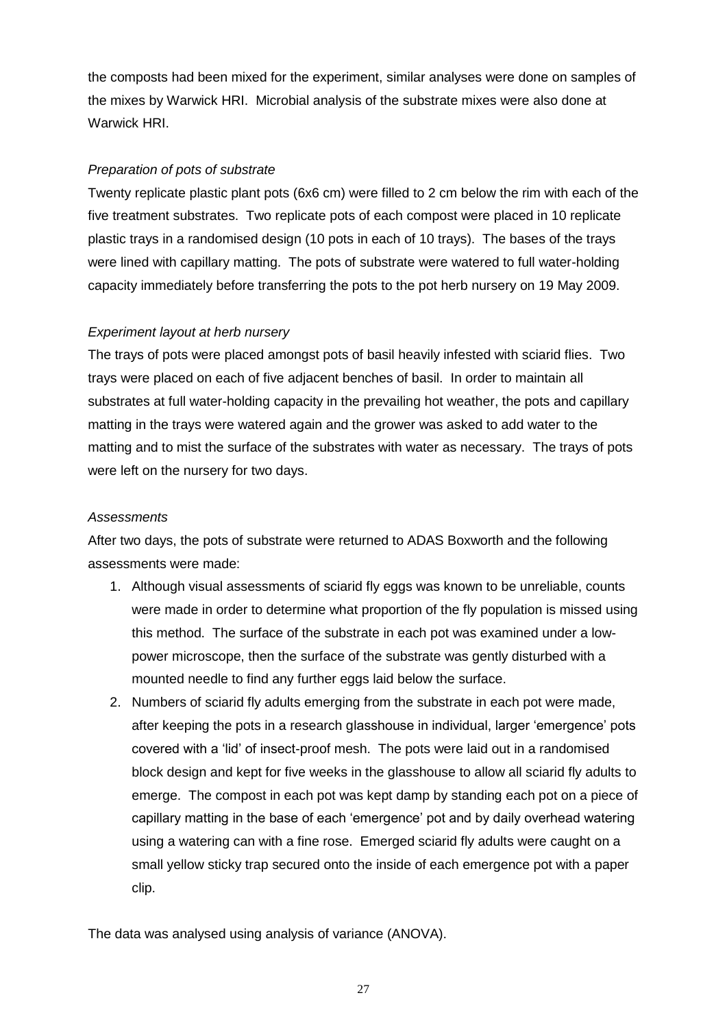the composts had been mixed for the experiment, similar analyses were done on samples of the mixes by Warwick HRI. Microbial analysis of the substrate mixes were also done at Warwick HRI.

*Preparation of pots of substrate*

Twenty replicate plastic plant pots (6x6 cm) were filled to 2 cm below the rim with each of the five treatment substrates. Two replicate pots of each compost were placed in 10 replicate plastic trays in a randomised design (10 pots in each of 10 trays). The bases of the trays were lined with capillary matting. The pots of substrate were watered to full water-holding capacity immediately before transferring the pots to the pot herb nursery on 19 May 2009.

*Experiment layout at herb nursery*

The trays of pots were placed amongst pots of basil heavily infested with sciarid flies. Two trays were placed on each of five adjacent benches of basil. In order to maintain all substrates at full water-holding capacity in the prevailing hot weather, the pots and capillary matting in the trays were watered again and the grower was asked to add water to the matting and to mist the surface of the substrates with water as necessary. The trays of pots were left on the nursery for two days.

*Assessments*

After two days, the pots of substrate were returned to ADAS Boxworth and the following assessments were made:

1. Although visual assessments of sciarid fly eggs was known to be unreliable, counts were made in order to determine what proportion of the fly population is missed using this method. The surface of the substrate in each pot was examined under a low-power microscope, then the surface of the substrate was gently disturbed with a mounted needle to find any further eggs laid below the surface.
2. Numbers of sciarid fly adults emerging from the substrate in each pot were made, after keeping the pots in a research glasshouse in individual, larger 'emergence' pots covered with a 'lid' of insect-proof mesh. The pots were laid out in a randomised block design and kept for five weeks in the glasshouse to allow all sciarid fly adults to emerge. The compost in each pot was kept damp by standing each pot on a piece of capillary matting in the base of each 'emergence' pot and by daily overhead watering using a watering can with a fine rose. Emerged sciarid fly adults were caught on a small yellow sticky trap secured onto the inside of each emergence pot with a paper clip.

The data was analysed using analysis of variance (ANOVA).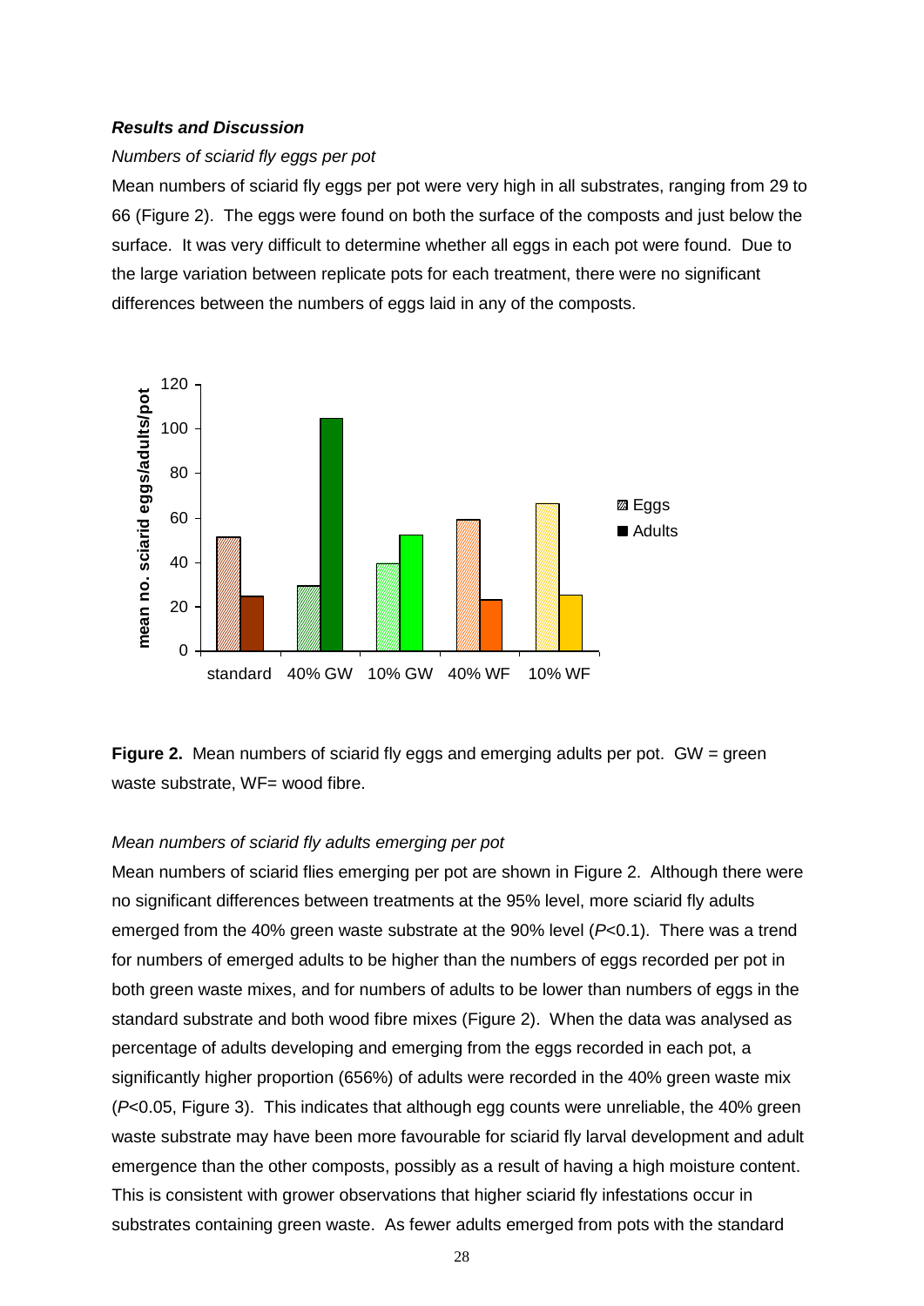***Results and Discussion***

*Numbers of sciarid fly eggs per pot*

Mean numbers of sciarid fly eggs per pot were very high in all substrates, ranging from 29 to 66 (Figure 2). The eggs were found on both the surface of the composts and just below the surface. It was very difficult to determine whether all eggs in each pot were found. Due to the large variation between replicate pots for each treatment, there were no significant differences between the numbers of eggs laid in any of the composts.

**Figure 2.** Mean numbers of sciarid fly eggs and emerging adults per pot. GW = green waste substrate, WF= wood fibre.

*Mean numbers of sciarid fly adults emerging per pot*

Mean numbers of sciarid flies emerging per pot are shown in Figure 2. Although there were no significant differences between treatments at the 95% level, more sciarid fly adults emerged from the 40% green waste substrate at the 90% level ($P<0.1$). There was a trend for numbers of emerged adults to be higher than the numbers of eggs recorded per pot in both green waste mixes, and for numbers of adults to be lower than numbers of eggs in the standard substrate and both wood fibre mixes (Figure 2). When the data was analysed as percentage of adults developing and emerging from the eggs recorded in each pot, a significantly higher proportion (656%) of adults were recorded in the 40% green waste mix ($P<0.05$, Figure 3). This indicates that although egg counts were unreliable, the 40% green waste substrate may have been more favourable for sciarid fly larval development and adult emergence than the other composts, possibly as a result of having a high moisture content. This is consistent with grower observations that higher sciarid fly infestations occur in substrates containing green waste. As fewer adults emerged from pots with the standard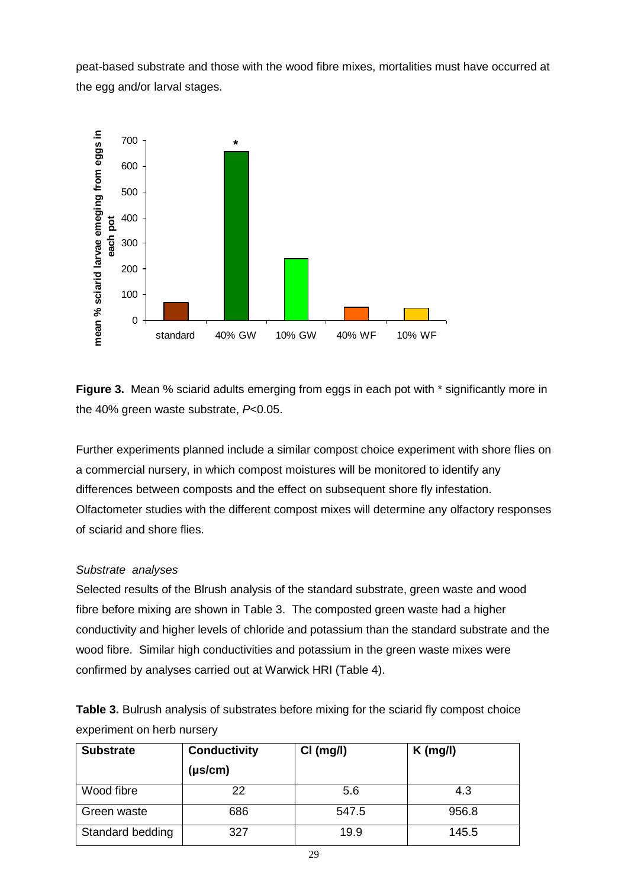peat-based substrate and those with the wood fibre mixes, mortalities must have occurred at the egg and/or larval stages.

**Figure 3.** Mean % sciarid adults emerging from eggs in each pot with * significantly more in the 40% green waste substrate, *P*<0.05.

Further experiments planned include a similar compost choice experiment with shore flies on a commercial nursery, in which compost moistures will be monitored to identify any differences between composts and the effect on subsequent shore fly infestation. Olfactometer studies with the different compost mixes will determine any olfactory responses of sciarid and shore flies.

*Substrate analyses*

Selected results of the Blrush analysis of the standard substrate, green waste and wood fibre before mixing are shown in Table 3. The composted green waste had a higher conductivity and higher levels of chloride and potassium than the standard substrate and the wood fibre. Similar high conductivities and potassium in the green waste mixes were confirmed by analyses carried out at Warwick HRI (Table 4).

**Table 3.** Bulrush analysis of substrates before mixing for the sciarid fly compost choice experiment on herb nursery

| Substrate | Conductivity (µs/cm) | Cl (mg/l) | K (mg/l) |
|---|---|---|---|
| Wood fibre | 22 | 5.6 | 4.3 |
| Green waste | 686 | 547.5 | 956.8 |
| Standard bedding | 327 | 19.9 | 145.5 |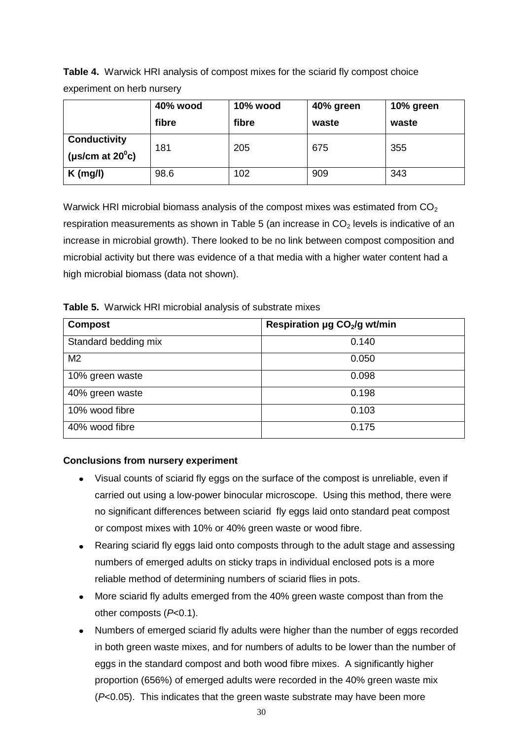**Table 4.** Warwick HRI analysis of compost mixes for the sciarid fly compost choice experiment on herb nursery

| | 40% wood fibre | 10% wood fibre | 40% green waste | 10% green waste |
|---|---|---|---|---|
| **Conductivity (µs/cm at 20$^0$c)** | 181 | 205 | 675 | 355 |
| **K (mg/l)** | 98.6 | 102 | 909 | 343 |

Warwick HRI microbial biomass analysis of the compost mixes was estimated from $CO_2$ respiration measurements as shown in Table 5 (an increase in $CO_2$ levels is indicative of an increase in microbial growth). There looked to be no link between compost composition and microbial activity but there was evidence of a that media with a higher water content had a high microbial biomass (data not shown).

**Table 5.** Warwick HRI microbial analysis of substrate mixes

| Compost | Respiration µg $CO_2$/g wt/min |
|---|---|
| Standard bedding mix | 0.140 |
| M2 | 0.050 |
| 10% green waste | 0.098 |
| 40% green waste | 0.198 |
| 10% wood fibre | 0.103 |
| 40% wood fibre | 0.175 |

**Conclusions from nursery experiment**

- Visual counts of sciarid fly eggs on the surface of the compost is unreliable, even if carried out using a low-power binocular microscope. Using this method, there were no significant differences between sciarid fly eggs laid onto standard peat compost or compost mixes with 10% or 40% green waste or wood fibre.
- Rearing sciarid fly eggs laid onto composts through to the adult stage and assessing numbers of emerged adults on sticky traps in individual enclosed pots is a more reliable method of determining numbers of sciarid flies in pots.
- More sciarid fly adults emerged from the 40% green waste compost than from the other composts ($P$<0.1).
- Numbers of emerged sciarid fly adults were higher than the number of eggs recorded in both green waste mixes, and for numbers of adults to be lower than the number of eggs in the standard compost and both wood fibre mixes. A significantly higher proportion (656%) of emerged adults were recorded in the 40% green waste mix ($P$<0.05). This indicates that the green waste substrate may have been more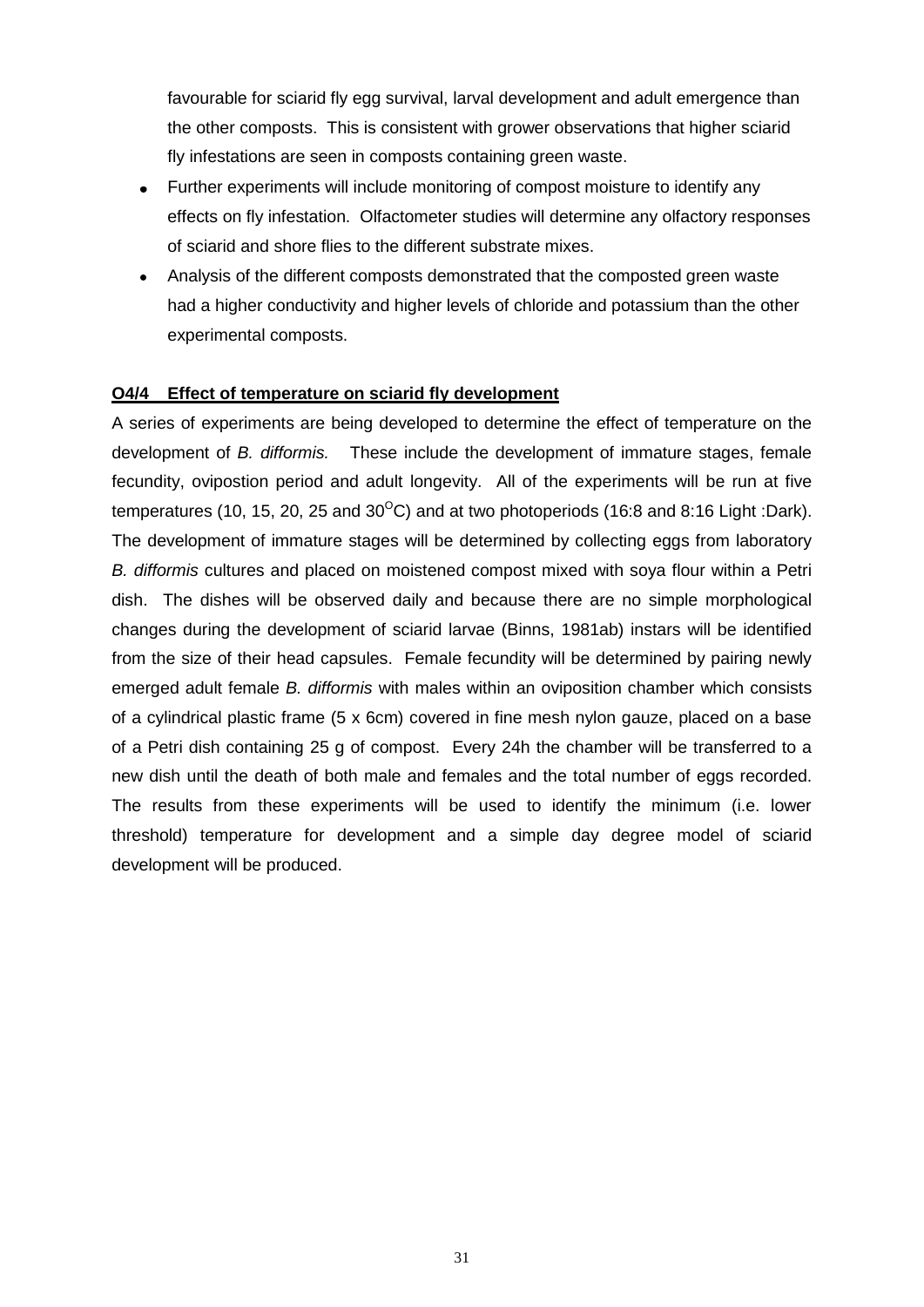favourable for sciarid fly egg survival, larval development and adult emergence than the other composts. This is consistent with grower observations that higher sciarid fly infestations are seen in composts containing green waste.

- Further experiments will include monitoring of compost moisture to identify any effects on fly infestation. Olfactometer studies will determine any olfactory responses of sciarid and shore flies to the different substrate mixes.
- Analysis of the different composts demonstrated that the composted green waste had a higher conductivity and higher levels of chloride and potassium than the other experimental composts.

**O4/4 Effect of temperature on sciarid fly development**

A series of experiments are being developed to determine the effect of temperature on the development of *B. difformis.* These include the development of immature stages, female fecundity, ovipostion period and adult longevity. All of the experiments will be run at five temperatures (10, 15, 20, 25 and 30$^{O}$C) and at two photoperiods (16:8 and 8:16 Light :Dark). The development of immature stages will be determined by collecting eggs from laboratory *B. difformis* cultures and placed on moistened compost mixed with soya flour within a Petri dish. The dishes will be observed daily and because there are no simple morphological changes during the development of sciarid larvae (Binns, 1981ab) instars will be identified from the size of their head capsules. Female fecundity will be determined by pairing newly emerged adult female *B. difformis* with males within an oviposition chamber which consists of a cylindrical plastic frame (5 x 6cm) covered in fine mesh nylon gauze, placed on a base of a Petri dish containing 25 g of compost. Every 24h the chamber will be transferred to a new dish until the death of both male and females and the total number of eggs recorded. The results from these experiments will be used to identify the minimum (i.e. lower threshold) temperature for development and a simple day degree model of sciarid development will be produced.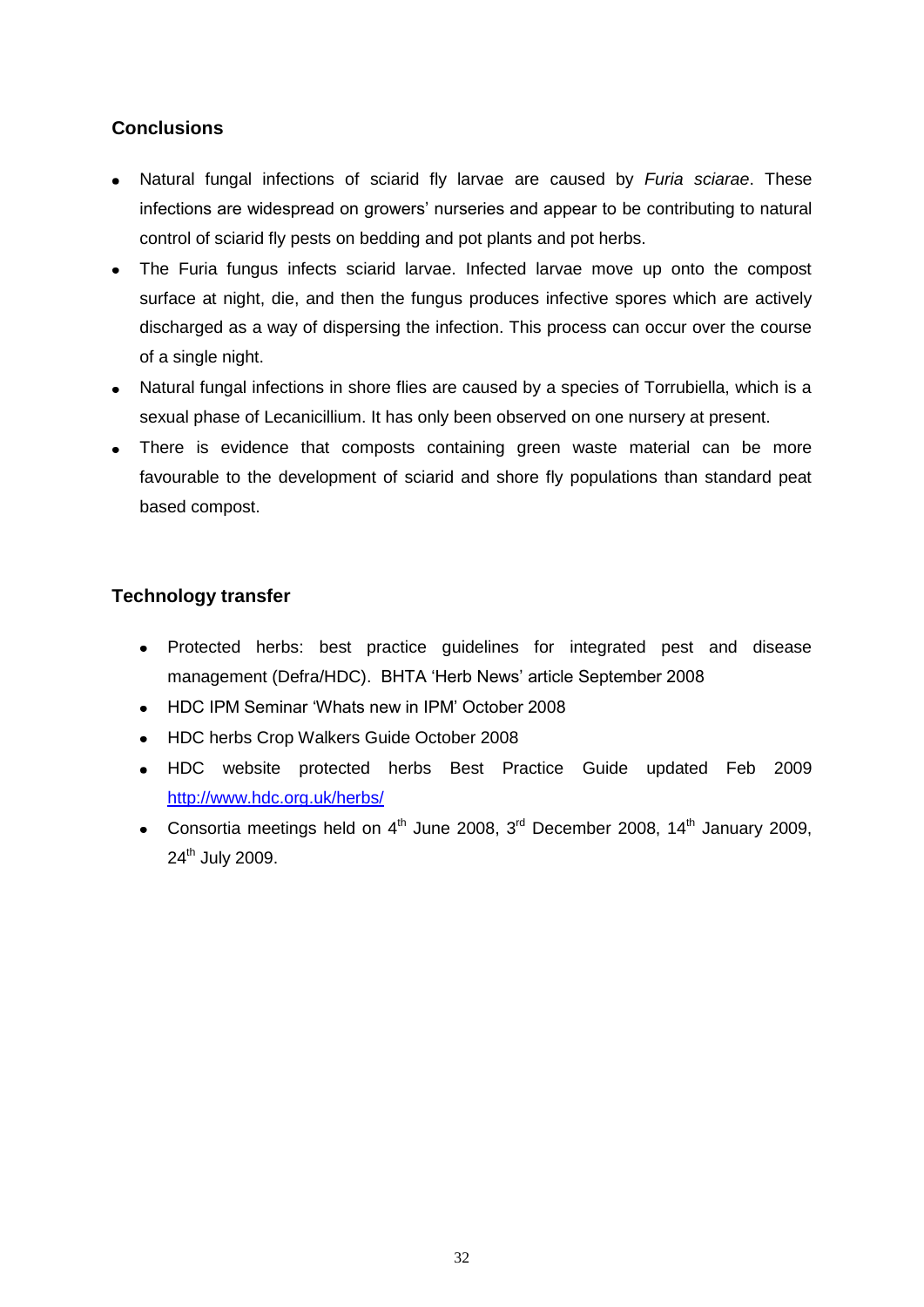## Conclusions

- Natural fungal infections of sciarid fly larvae are caused by *Furia sciarae*. These infections are widespread on growers' nurseries and appear to be contributing to natural control of sciarid fly pests on bedding and pot plants and pot herbs.
- The Furia fungus infects sciarid larvae. Infected larvae move up onto the compost surface at night, die, and then the fungus produces infective spores which are actively discharged as a way of dispersing the infection. This process can occur over the course of a single night.
- Natural fungal infections in shore flies are caused by a species of Torrubiella, which is a sexual phase of Lecanicillium. It has only been observed on one nursery at present.
- There is evidence that composts containing green waste material can be more favourable to the development of sciarid and shore fly populations than standard peat based compost.

## Technology transfer

- Protected herbs: best practice guidelines for integrated pest and disease management (Defra/HDC). BHTA 'Herb News' article September 2008
- HDC IPM Seminar 'Whats new in IPM' October 2008
- HDC herbs Crop Walkers Guide October 2008
- HDC website protected herbs Best Practice Guide updated Feb 2009 http://www.hdc.org.uk/herbs/
- Consortia meetings held on 4th June 2008, 3rd December 2008, 14th January 2009, 24th July 2009.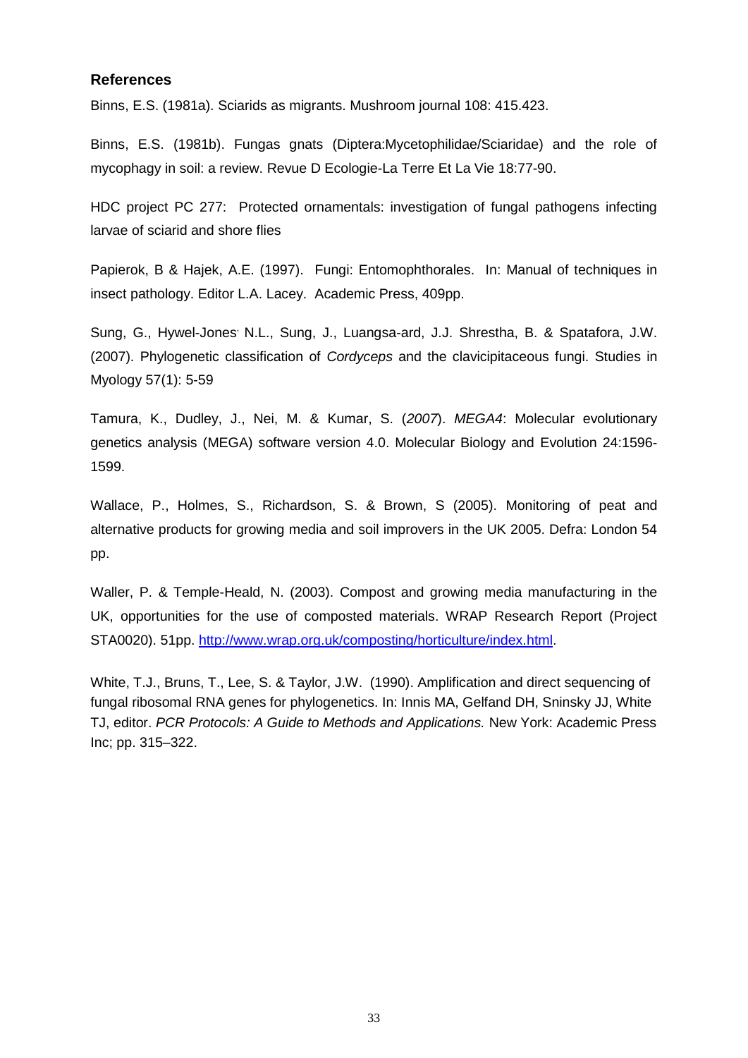## References

Binns, E.S. (1981a). Sciarids as migrants. Mushroom journal 108: 415.423.

Binns, E.S. (1981b). Fungas gnats (Diptera:Mycetophilidae/Sciaridae) and the role of mycophagy in soil: a review. Revue D Ecologie-La Terre Et La Vie 18:77-90.

HDC project PC 277: Protected ornamentals: investigation of fungal pathogens infecting larvae of sciarid and shore flies

Papierok, B & Hajek, A.E. (1997). Fungi: Entomophthorales. In: Manual of techniques in insect pathology. Editor L.A. Lacey. Academic Press, 409pp.

Sung, G., Hywel-Jones' N.L., Sung, J., Luangsa-ard, J.J. Shrestha, B. & Spatafora, J.W. (2007). Phylogenetic classification of *Cordyceps* and the clavicipitaceous fungi. Studies in Myology 57(1): 5-59

Tamura, K., Dudley, J., Nei, M. & Kumar, S. (*2007*). *MEGA4*: Molecular evolutionary genetics analysis (MEGA) software version 4.0. Molecular Biology and Evolution 24:1596-1599.

Wallace, P., Holmes, S., Richardson, S. & Brown, S (2005). Monitoring of peat and alternative products for growing media and soil improvers in the UK 2005. Defra: London 54 pp.

Waller, P. & Temple-Heald, N. (2003). Compost and growing media manufacturing in the UK, opportunities for the use of composted materials. WRAP Research Report (Project STA0020). 51pp. http://www.wrap.org.uk/composting/horticulture/index.html.

White, T.J., Bruns, T., Lee, S. & Taylor, J.W. (1990). Amplification and direct sequencing of fungal ribosomal RNA genes for phylogenetics. In: Innis MA, Gelfand DH, Sninsky JJ, White TJ, editor. *PCR Protocols: A Guide to Methods and Applications.* New York: Academic Press Inc; pp. 315–322.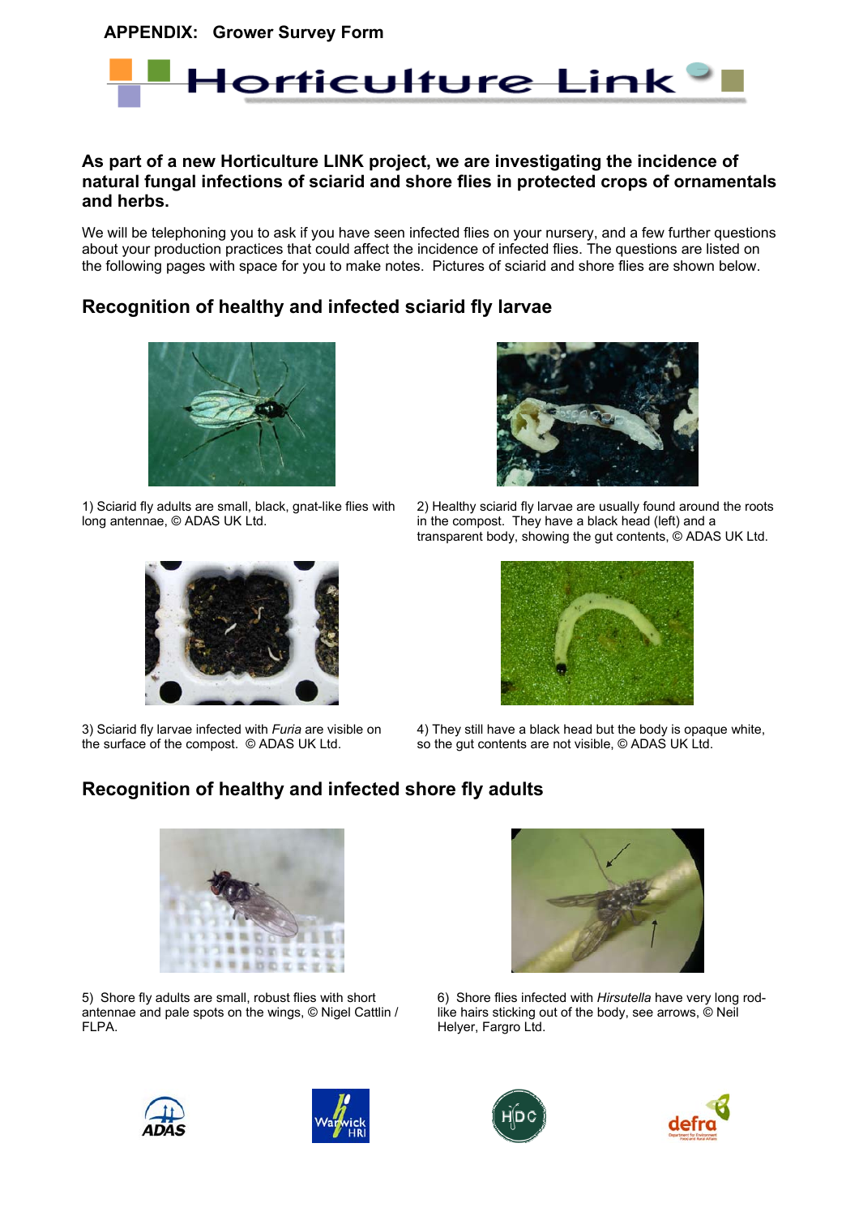**APPENDIX: Grower Survey Form**

Horticulture Link

**As part of a new Horticulture LINK project, we are investigating the incidence of natural fungal infections of sciarid and shore flies in protected crops of ornamentals and herbs.**

We will be telephoning you to ask if you have seen infected flies on your nursery, and a few further questions about your production practices that could affect the incidence of infected flies. The questions are listed on the following pages with space for you to make notes. Pictures of sciarid and shore flies are shown below.

## Recognition of healthy and infected sciarid fly larvae

1) Sciarid fly adults are small, black, gnat-like flies with long antennae, © ADAS UK Ltd.

2) Healthy sciarid fly larvae are usually found around the roots in the compost. They have a black head (left) and a transparent body, showing the gut contents, © ADAS UK Ltd.

3) Sciarid fly larvae infected with *Furia* are visible on the surface of the compost. © ADAS UK Ltd.

4) They still have a black head but the body is opaque white, so the gut contents are not visible, © ADAS UK Ltd.

## Recognition of healthy and infected shore fly adults

5) Shore fly adults are small, robust flies with short antennae and pale spots on the wings, © Nigel Cattlin / FLPA.

6) Shore flies infected with *Hirsutella* have very long rod-like hairs sticking out of the body, see arrows, © Neil Helyer, Fargro Ltd.

ADAS | Warwick HRI | HDC | defra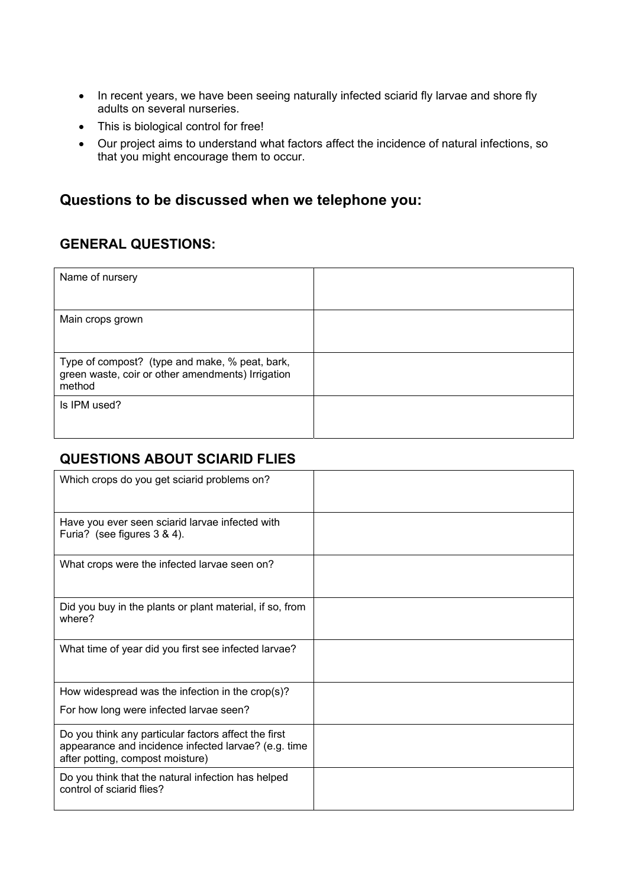- In recent years, we have been seeing naturally infected sciarid fly larvae and shore fly adults on several nurseries.
- This is biological control for free!
- Our project aims to understand what factors affect the incidence of natural infections, so that you might encourage them to occur.

## Questions to be discussed when we telephone you:

### GENERAL QUESTIONS:

| | |
|---|---|
| Name of nursery | |
| Main crops grown | |
| Type of compost? (type and make, % peat, bark, green waste, coir or other amendments) Irrigation method | |
| Is IPM used? | |

### QUESTIONS ABOUT SCIARID FLIES

| | |
|---|---|
| Which crops do you get sciarid problems on? | |
| Have you ever seen sciarid larvae infected with Furia? (see figures 3 & 4). | |
| What crops were the infected larvae seen on? | |
| Did you buy in the plants or plant material, if so, from where? | |
| What time of year did you first see infected larvae? | |
| How widespread was the infection in the crop(s)? For how long were infected larvae seen? | |
| Do you think any particular factors affect the first appearance and incidence infected larvae? (e.g. time after potting, compost moisture) | |
| Do you think that the natural infection has helped control of sciarid flies? | |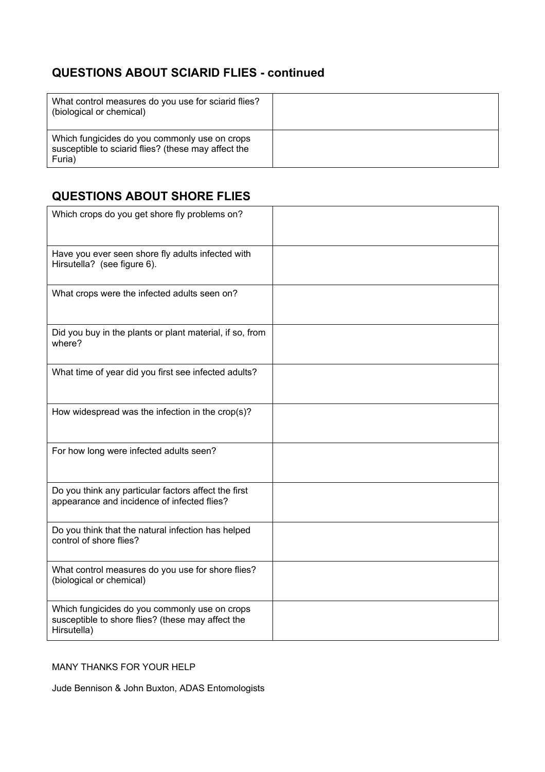## QUESTIONS ABOUT SCIARID FLIES - continued

| | |
|---|---|
| What control measures do you use for sciarid flies? (biological or chemical) | |
| Which fungicides do you commonly use on crops susceptible to sciarid flies? (these may affect the Furia) | |

## QUESTIONS ABOUT SHORE FLIES

| | |
|---|---|
| Which crops do you get shore fly problems on? | |
| Have you ever seen shore fly adults infected with Hirsutella? (see figure 6). | |
| What crops were the infected adults seen on? | |
| Did you buy in the plants or plant material, if so, from where? | |
| What time of year did you first see infected adults? | |
| How widespread was the infection in the crop(s)? | |
| For how long were infected adults seen? | |
| Do you think any particular factors affect the first appearance and incidence of infected flies? | |
| Do you think that the natural infection has helped control of shore flies? | |
| What control measures do you use for shore flies? (biological or chemical) | |
| Which fungicides do you commonly use on crops susceptible to shore flies? (these may affect the Hirsutella) | |

MANY THANKS FOR YOUR HELP

Jude Bennison & John Buxton, ADAS Entomologists